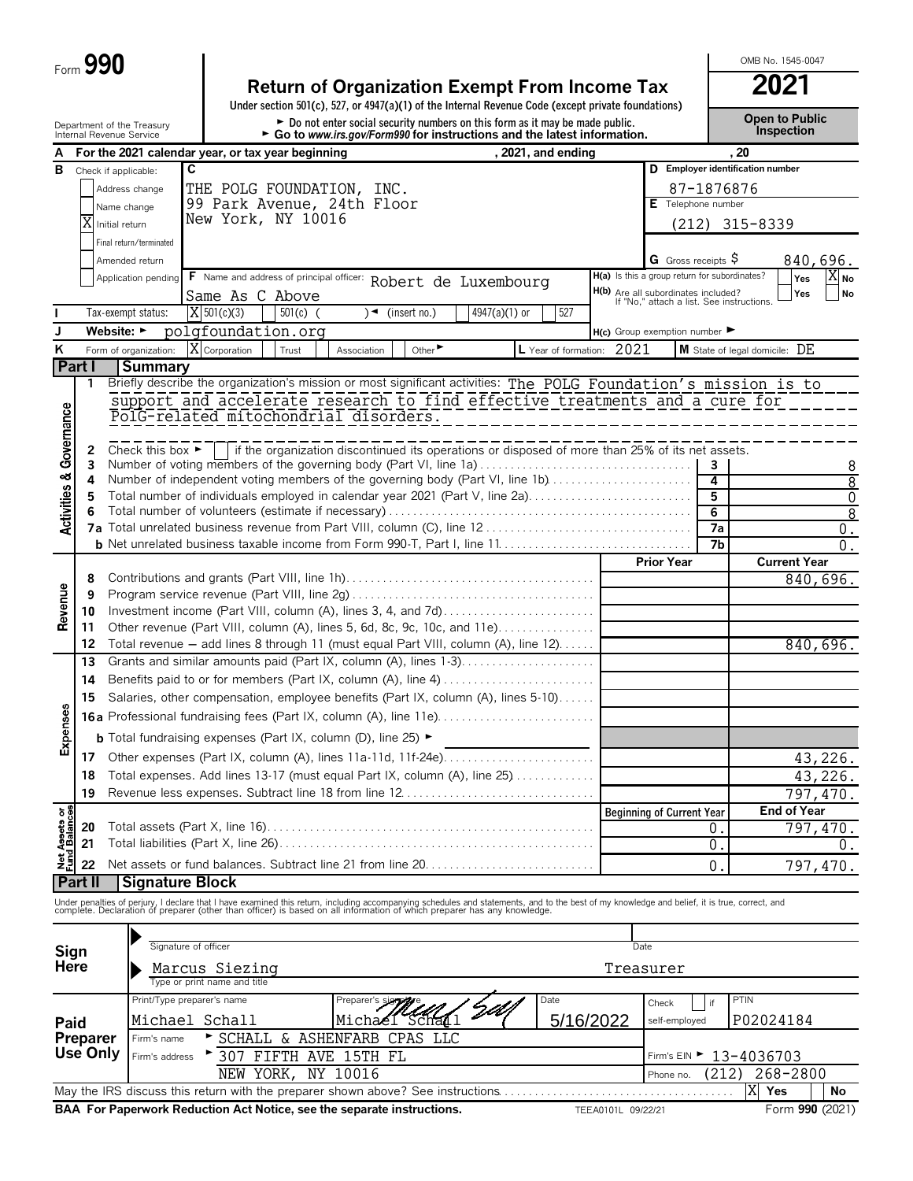Form **990**

# Return of Organization Exempt From Income Tax

**2021**

OMB No. 1545-0047

Under section 501(c), 527, or 4947(a)(1) of the Internal Revenue Code (except private foundations)

► Do not enter social security numbers on this form as it may be made public.

► Go to *www.irs.gov/Form990* for instructions and the latest information.

**Open to Public Inspection**

Department of the Treasury
Internal Revenue Service

**A** For the 2021 calendar year, or tax year beginning , 2021, and ending , 20

**B** Check if applicable:
- [ ] Address change
- [ ] Name change
- [X] Initial return
- [ ] Final return/terminated
- [ ] Amended return
- [ ] Application pending

**C** THE POLG FOUNDATION, INC.
99 Park Avenue, 24th Floor
New York, NY 10016

**D** Employer identification number: 87-1876876

**E** Telephone number: (212) 315-8339

**G** Gross receipts $ 840,696.

**F** Name and address of principal officer: Robert de Luxembourg
Same As C Above

**H(a)** Is this a group return for subordinates? [ ] Yes [X] No

**H(b)** Are all subordinates included? [ ] Yes [ ] No
If "No," attach a list. See instructions.

**I** Tax-exempt status: [X] 501(c)(3) [ ] 501(c) ( ) ◄ (insert no.) [ ] 4947(a)(1) or [ ] 527

**J** Website: ► polgfoundation.org

**H(c)** Group exemption number ►

**K** Form of organization: [X] Corporation [ ] Trust [ ] Association [ ] Other ►

**L** Year of formation: 2021

**M** State of legal domicile: DE

## Part I Summary

### Activities & Governance

**1** Briefly describe the organization's mission or most significant activities: The POLG Foundation's mission is to support and accelerate research to find effective treatments and a cure for PolG-related mitochondrial disorders.

**2** Check this box ► [ ] if the organization discontinued its operations or disposed of more than 25% of its net assets.

| | | | |
|---|---|---|---|
| 3 | Number of voting members of the governing body (Part VI, line 1a) | 3 | 8 |
| 4 | Number of independent voting members of the governing body (Part VI, line 1b) | 4 | 8 |
| 5 | Total number of individuals employed in calendar year 2021 (Part V, line 2a) | 5 | 0 |
| 6 | Total number of volunteers (estimate if necessary) | 6 | 8 |
| 7a | Total unrelated business revenue from Part VIII, column (C), line 12 | 7a | 0. |
| b | Net unrelated business taxable income from Form 990-T, Part I, line 11 | 7b | 0. |

### Revenue

| | | Prior Year | Current Year |
|---|---|---|---|
| 8 | Contributions and grants (Part VIII, line 1h) | | 840,696. |
| 9 | Program service revenue (Part VIII, line 2g) | | |
| 10 | Investment income (Part VIII, column (A), lines 3, 4, and 7d) | | |
| 11 | Other revenue (Part VIII, column (A), lines 5, 6d, 8c, 9c, 10c, and 11e) | | |
| 12 | Total revenue — add lines 8 through 11 (must equal Part VIII, column (A), line 12) | | 840,696. |

### Expenses

| | | Prior Year | Current Year |
|---|---|---|---|
| 13 | Grants and similar amounts paid (Part IX, column (A), lines 1-3) | | |
| 14 | Benefits paid to or for members (Part IX, column (A), line 4) | | |
| 15 | Salaries, other compensation, employee benefits (Part IX, column (A), lines 5-10) | | |
| 16a | Professional fundraising fees (Part IX, column (A), line 11e) | | |
| b | Total fundraising expenses (Part IX, column (D), line 25) ► | | |
| 17 | Other expenses (Part IX, column (A), lines 11a-11d, 11f-24e) | | 43,226. |
| 18 | Total expenses. Add lines 13-17 (must equal Part IX, column (A), line 25) | | 43,226. |
| 19 | Revenue less expenses. Subtract line 18 from line 12 | | 797,470. |

### Net Assets or Fund Balances

| | | Beginning of Current Year | End of Year |
|---|---|---|---|
| 20 | Total assets (Part X, line 16) | 0. | 797,470. |
| 21 | Total liabilities (Part X, line 26) | 0. | 0. |
| 22 | Net assets or fund balances. Subtract line 21 from line 20 | 0. | 797,470. |

## Part II Signature Block

Under penalties of perjury, I declare that I have examined this return, including accompanying schedules and statements, and to the best of my knowledge and belief, it is true, correct, and complete. Declaration of preparer (other than officer) is based on all information of which preparer has any knowledge.

**Sign Here**

Signature of officer | Date

Marcus Siezing — Treasurer
Type or print name and title

**Paid Preparer Use Only**

| Print/Type preparer's name | Preparer's signature | Date | Check [ ] if self-employed | PTIN |
|---|---|---|---|---|
| Michael Schall | Michael Schall | 5/16/2022 | | P02024184 |

Firm's name ► SCHALL & ASHENFARB CPAS LLC
Firm's address ► 307 FIFTH AVE 15TH FL, NEW YORK, NY 10016
Firm's EIN ► 13-4036703
Phone no. (212) 268-2800

May the IRS discuss this return with the preparer shown above? See instructions [X] Yes [ ] No

**BAA For Paperwork Reduction Act Notice, see the separate instructions.** TEEA0101L 09/22/21 Form **990** (2021)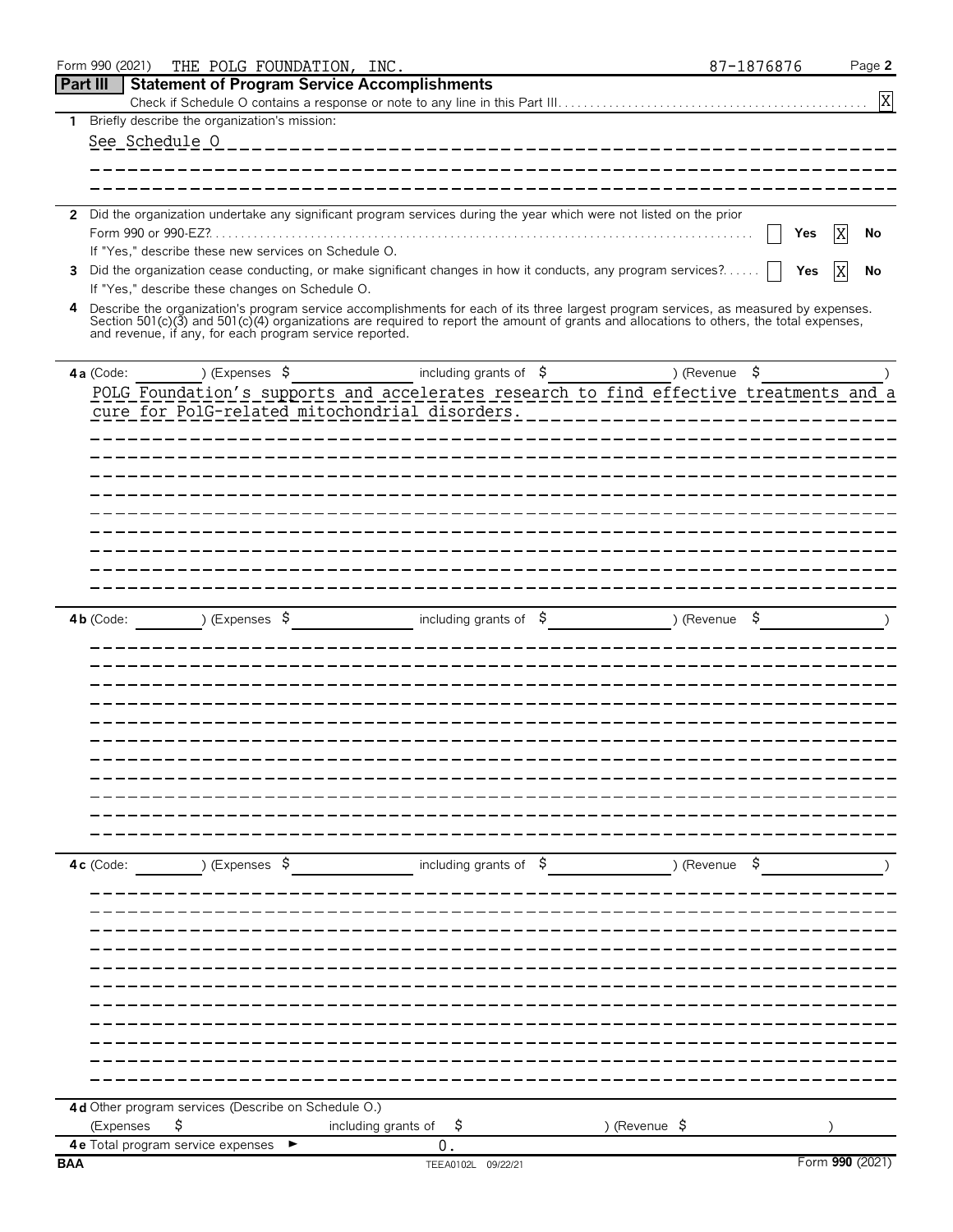Form 990 (2021) THE POLG FOUNDATION, INC. 87-1876876 Page **2**

## Part III Statement of Program Service Accomplishments

Check if Schedule O contains a response or note to any line in this Part III. . . . . . . . . . . . . . . . . . . . . . . . . . . . . . . . . . . . . . . . . . . . . . . . . [X]

**1** Briefly describe the organization's mission:

See Schedule O

**2** Did the organization undertake any significant program services during the year which were not listed on the prior Form 990 or 990-EZ? . . . . . . . . . . . . . . . . . . . . . . . . . . . . . . . . . . . . . . . . . . . . . . . . . . . . . . . . . . . . . . . . . . . . . . . . . . [ ] Yes [X] No

If "Yes," describe these new services on Schedule O.

**3** Did the organization cease conducting, or make significant changes in how it conducts, any program services? . . . . . . [ ] Yes [X] No

If "Yes," describe these changes on Schedule O.

**4** Describe the organization's program service accomplishments for each of its three largest program services, as measured by expenses. Section 501(c)(3) and 501(c)(4) organizations are required to report the amount of grants and allocations to others, the total expenses, and revenue, if any, for each program service reported.

**4a** (Code: ) (Expenses $ including grants of $ ) (Revenue $ )

POLG Foundation's supports and accelerates research to find effective treatments and a cure for PolG-related mitochondrial disorders.

**4b** (Code: ) (Expenses $ including grants of $ ) (Revenue $ )

**4c** (Code: ) (Expenses $ including grants of $ ) (Revenue $ )

**4d** Other program services (Describe on Schedule O.)

(Expenses $ including grants of $ ) (Revenue $ )

**4e** Total program service expenses ► 0.

BAA TEEA0102L 09/22/21 Form **990** (2021)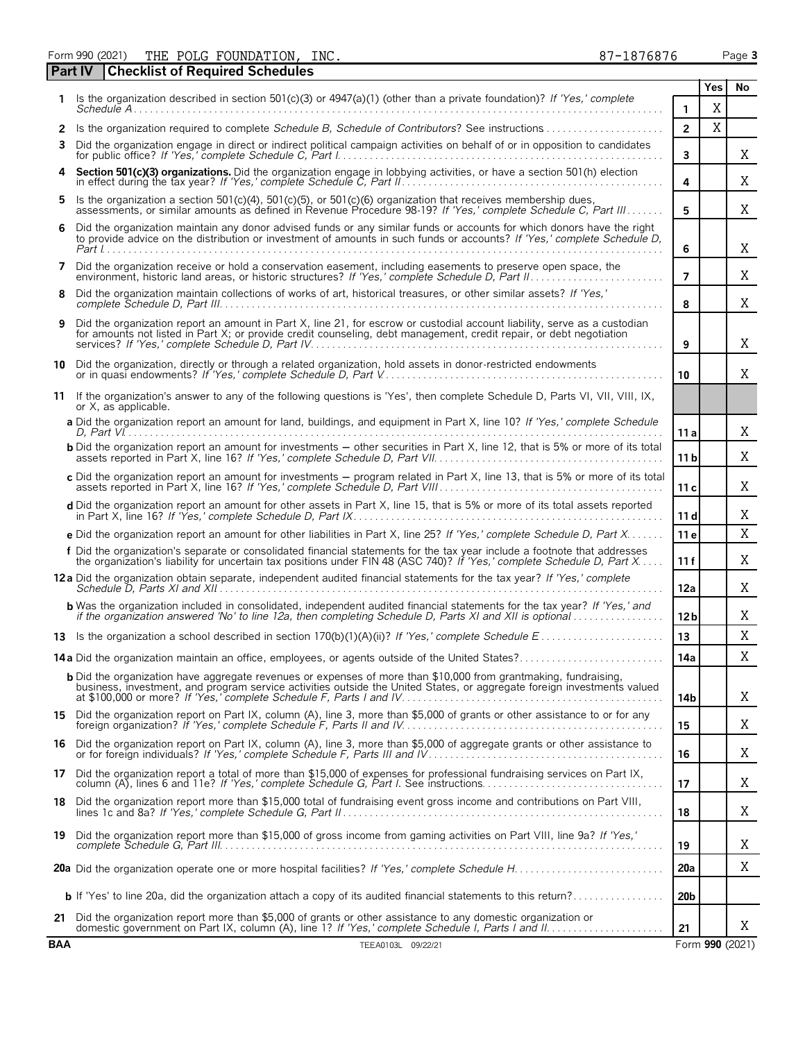Form 990 (2021) THE POLG FOUNDATION, INC. 87-1876876

## Part IV Checklist of Required Schedules

| | | | Yes | No |
|---|---|---|---|---|
| 1 | Is the organization described in section 501(c)(3) or 4947(a)(1) (other than a private foundation)? *If 'Yes,' complete Schedule A* | 1 | X | |
| 2 | Is the organization required to complete *Schedule B, Schedule of Contributors*? See instructions | 2 | X | |
| 3 | Did the organization engage in direct or indirect political campaign activities on behalf of or in opposition to candidates for public office? *If 'Yes,' complete Schedule C, Part I* | 3 | | X |
| 4 | **Section 501(c)(3) organizations.** Did the organization engage in lobbying activities, or have a section 501(h) election in effect during the tax year? *If 'Yes,' complete Schedule C, Part II* | 4 | | X |
| 5 | Is the organization a section 501(c)(4), 501(c)(5), or 501(c)(6) organization that receives membership dues, assessments, or similar amounts as defined in Revenue Procedure 98-19? *If 'Yes,' complete Schedule C, Part III* | 5 | | X |
| 6 | Did the organization maintain any donor advised funds or any similar funds or accounts for which donors have the right to provide advice on the distribution or investment of amounts in such funds or accounts? *If 'Yes,' complete Schedule D, Part I* | 6 | | X |
| 7 | Did the organization receive or hold a conservation easement, including easements to preserve open space, the environment, historic land areas, or historic structures? *If 'Yes,' complete Schedule D, Part II* | 7 | | X |
| 8 | Did the organization maintain collections of works of art, historical treasures, or other similar assets? *If 'Yes,' complete Schedule D, Part III* | 8 | | X |
| 9 | Did the organization report an amount in Part X, line 21, for escrow or custodial account liability, serve as a custodian for amounts not listed in Part X; or provide credit counseling, debt management, credit repair, or debt negotiation services? *If 'Yes,' complete Schedule D, Part IV* | 9 | | X |
| 10 | Did the organization, directly or through a related organization, hold assets in donor-restricted endowments or in quasi endowments? *If 'Yes,' complete Schedule D, Part V* | 10 | | X |
| 11 | If the organization's answer to any of the following questions is 'Yes', then complete Schedule D, Parts VI, VII, VIII, IX, or X, as applicable. | | | |
| | **a** Did the organization report an amount for land, buildings, and equipment in Part X, line 10? *If 'Yes,' complete Schedule D, Part VI* | 11a | | X |
| | **b** Did the organization report an amount for investments — other securities in Part X, line 12, that is 5% or more of its total assets reported in Part X, line 16? *If 'Yes,' complete Schedule D, Part VII* | 11b | | X |
| | **c** Did the organization report an amount for investments — program related in Part X, line 13, that is 5% or more of its total assets reported in Part X, line 16? *If 'Yes,' complete Schedule D, Part VIII* | 11c | | X |
| | **d** Did the organization report an amount for other assets in Part X, line 15, that is 5% or more of its total assets reported in Part X, line 16? *If 'Yes,' complete Schedule D, Part IX* | 11d | | X |
| | **e** Did the organization report an amount for other liabilities in Part X, line 25? *If 'Yes,' complete Schedule D, Part X* | 11e | | X |
| | **f** Did the organization's separate or consolidated financial statements for the tax year include a footnote that addresses the organization's liability for uncertain tax positions under FIN 48 (ASC 740)? *If 'Yes,' complete Schedule D, Part X* | 11f | | X |
| 12a | Did the organization obtain separate, independent audited financial statements for the tax year? *If 'Yes,' complete Schedule D, Parts XI and XII* | 12a | | X |
| | **b** Was the organization included in consolidated, independent audited financial statements for the tax year? *If 'Yes,' and if the organization answered 'No' to line 12a, then completing Schedule D, Parts XI and XII is optional* | 12b | | X |
| 13 | Is the organization a school described in section 170(b)(1)(A)(ii)? *If 'Yes,' complete Schedule E* | 13 | | X |
| 14a | Did the organization maintain an office, employees, or agents outside of the United States? | 14a | | X |
| | **b** Did the organization have aggregate revenues or expenses of more than $10,000 from grantmaking, fundraising, business, investment, and program service activities outside the United States, or aggregate foreign investments valued at $100,000 or more? *If 'Yes,' complete Schedule F, Parts I and IV* | 14b | | X |
| 15 | Did the organization report on Part IX, column (A), line 3, more than $5,000 of grants or other assistance to or for any foreign organization? *If 'Yes,' complete Schedule F, Parts II and IV* | 15 | | X |
| 16 | Did the organization report on Part IX, column (A), line 3, more than $5,000 of aggregate grants or other assistance to or for foreign individuals? *If 'Yes,' complete Schedule F, Parts III and IV* | 16 | | X |
| 17 | Did the organization report a total of more than $15,000 of expenses for professional fundraising services on Part IX, column (A), lines 6 and 11e? *If 'Yes,' complete Schedule G, Part I.* See instructions | 17 | | X |
| 18 | Did the organization report more than $15,000 total of fundraising event gross income and contributions on Part VIII, lines 1c and 8a? *If 'Yes,' complete Schedule G, Part II* | 18 | | X |
| 19 | Did the organization report more than $15,000 of gross income from gaming activities on Part VIII, line 9a? *If 'Yes,' complete Schedule G, Part III* | 19 | | X |
| 20a | Did the organization operate one or more hospital facilities? *If 'Yes,' complete Schedule H* | 20a | | X |
| | **b** If 'Yes' to line 20a, did the organization attach a copy of its audited financial statements to this return? | 20b | | |
| 21 | Did the organization report more than $5,000 of grants or other assistance to any domestic organization or domestic government on Part IX, column (A), line 1? *If 'Yes,' complete Schedule I, Parts I and II* | 21 | | X |

BAA TEEA0103L 09/22/21 Form **990** (2021)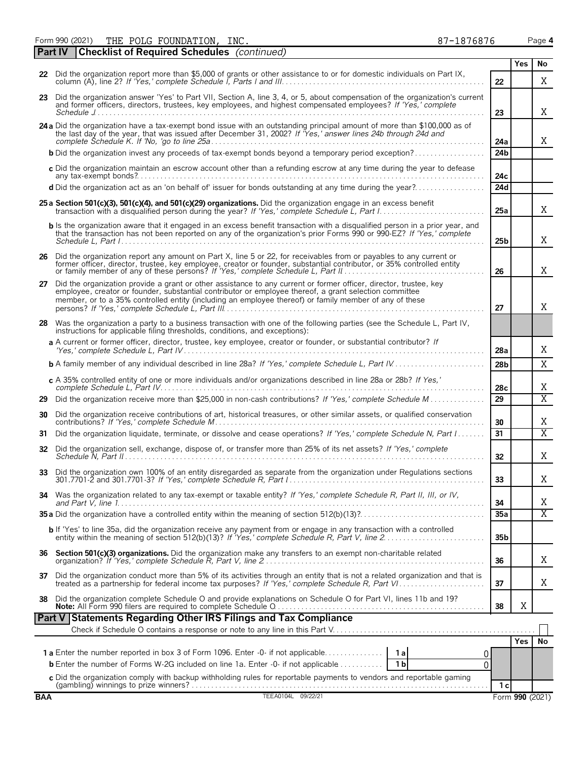Form 990 (2021) THE POLG FOUNDATION, INC. 87-1876876 Page 4

## Part IV Checklist of Required Schedules *(continued)*

| | | | Yes | No |
|---|---|---|---|---|
| 22 | Did the organization report more than $5,000 of grants or other assistance to or for domestic individuals on Part IX, column (A), line 2? *If 'Yes,' complete Schedule I, Parts I and III* | 22 | | X |
| 23 | Did the organization answer 'Yes' to Part VII, Section A, line 3, 4, or 5, about compensation of the organization's current and former officers, directors, trustees, key employees, and highest compensated employees? *If 'Yes,' complete Schedule J* | 23 | | X |
| 24a | Did the organization have a tax-exempt bond issue with an outstanding principal amount of more than $100,000 as of the last day of the year, that was issued after December 31, 2002? *If 'Yes,' answer lines 24b through 24d and complete Schedule K. If 'No,' go to line 25a* | 24a | | X |
| b | Did the organization invest any proceeds of tax-exempt bonds beyond a temporary period exception? | 24b | | |
| c | Did the organization maintain an escrow account other than a refunding escrow at any time during the year to defease any tax-exempt bonds? | 24c | | |
| d | Did the organization act as an 'on behalf of' issuer for bonds outstanding at any time during the year? | 24d | | |
| 25a | **Section 501(c)(3), 501(c)(4), and 501(c)(29) organizations.** Did the organization engage in an excess benefit transaction with a disqualified person during the year? *If 'Yes,' complete Schedule L, Part I* | 25a | | X |
| b | Is the organization aware that it engaged in an excess benefit transaction with a disqualified person in a prior year, and that the transaction has not been reported on any of the organization's prior Forms 990 or 990-EZ? *If 'Yes,' complete Schedule L, Part I* | 25b | | X |
| 26 | Did the organization report any amount on Part X, line 5 or 22, for receivables from or payables to any current or former officer, director, trustee, key employee, creator or founder, substantial contributor, or 35% controlled entity or family member of any of these persons? *If 'Yes,' complete Schedule L, Part II* | 26 | | X |
| 27 | Did the organization provide a grant or other assistance to any current or former officer, director, trustee, key employee, creator or founder, substantial contributor or employee thereof, a grant selection committee member, or to a 35% controlled entity (including an employee thereof) or family member of any of these persons? *If 'Yes,' complete Schedule L, Part III* | 27 | | X |
| 28 | Was the organization a party to a business transaction with one of the following parties (see the Schedule L, Part IV, instructions for applicable filing thresholds, conditions, and exceptions): | | | |
| a | A current or former officer, director, trustee, key employee, creator or founder, or substantial contributor? *If 'Yes,' complete Schedule L, Part IV* | 28a | | X |
| b | A family member of any individual described in line 28a? *If 'Yes,' complete Schedule L, Part IV* | 28b | | X |
| c | A 35% controlled entity of one or more individuals and/or organizations described in line 28a or 28b? *If Yes,' complete Schedule L, Part IV* | 28c | | X |
| 29 | Did the organization receive more than $25,000 in non-cash contributions? *If 'Yes,' complete Schedule M* | 29 | | X |
| 30 | Did the organization receive contributions of art, historical treasures, or other similar assets, or qualified conservation contributions? *If 'Yes,' complete Schedule M* | 30 | | X |
| 31 | Did the organization liquidate, terminate, or dissolve and cease operations? *If 'Yes,' complete Schedule N, Part I* | 31 | | X |
| 32 | Did the organization sell, exchange, dispose of, or transfer more than 25% of its net assets? *If 'Yes,' complete Schedule N, Part II* | 32 | | X |
| 33 | Did the organization own 100% of an entity disregarded as separate from the organization under Regulations sections 301.7701-2 and 301.7701-3? *If 'Yes,' complete Schedule R, Part I* | 33 | | X |
| 34 | Was the organization related to any tax-exempt or taxable entity? *If 'Yes,' complete Schedule R, Part II, III, or IV, and Part V, line 1* | 34 | | X |
| 35a | Did the organization have a controlled entity within the meaning of section 512(b)(13)? | 35a | | X |
| b | If 'Yes' to line 35a, did the organization receive any payment from or engage in any transaction with a controlled entity within the meaning of section 512(b)(13)? *If 'Yes,' complete Schedule R, Part V, line 2* | 35b | | |
| 36 | **Section 501(c)(3) organizations.** Did the organization make any transfers to an exempt non-charitable related organization? *If 'Yes,' complete Schedule R, Part V, line 2* | 36 | | X |
| 37 | Did the organization conduct more than 5% of its activities through an entity that is not a related organization and that is treated as a partnership for federal income tax purposes? *If 'Yes,' complete Schedule R, Part VI* | 37 | | X |
| 38 | Did the organization complete Schedule O and provide explanations on Schedule O for Part VI, lines 11b and 19? **Note:** All Form 990 filers are required to complete Schedule O | 38 | X | |

## Part V Statements Regarding Other IRS Filings and Tax Compliance

Check if Schedule O contains a response or note to any line in this Part V ☐

| | | | | | Yes | No |
|---|---|---|---|---|---|---|
| 1a | Enter the number reported in box 3 of Form 1096. Enter -0- if not applicable | 1a | 0 | | | |
| b | Enter the number of Forms W-2G included on line 1a. Enter -0- if not applicable | 1b | 0 | | | |
| c | Did the organization comply with backup withholding rules for reportable payments to vendors and reportable gaming (gambling) winnings to prize winners? | | | 1c | | |

BAA TEEA0104L 09/22/21 Form **990** (2021)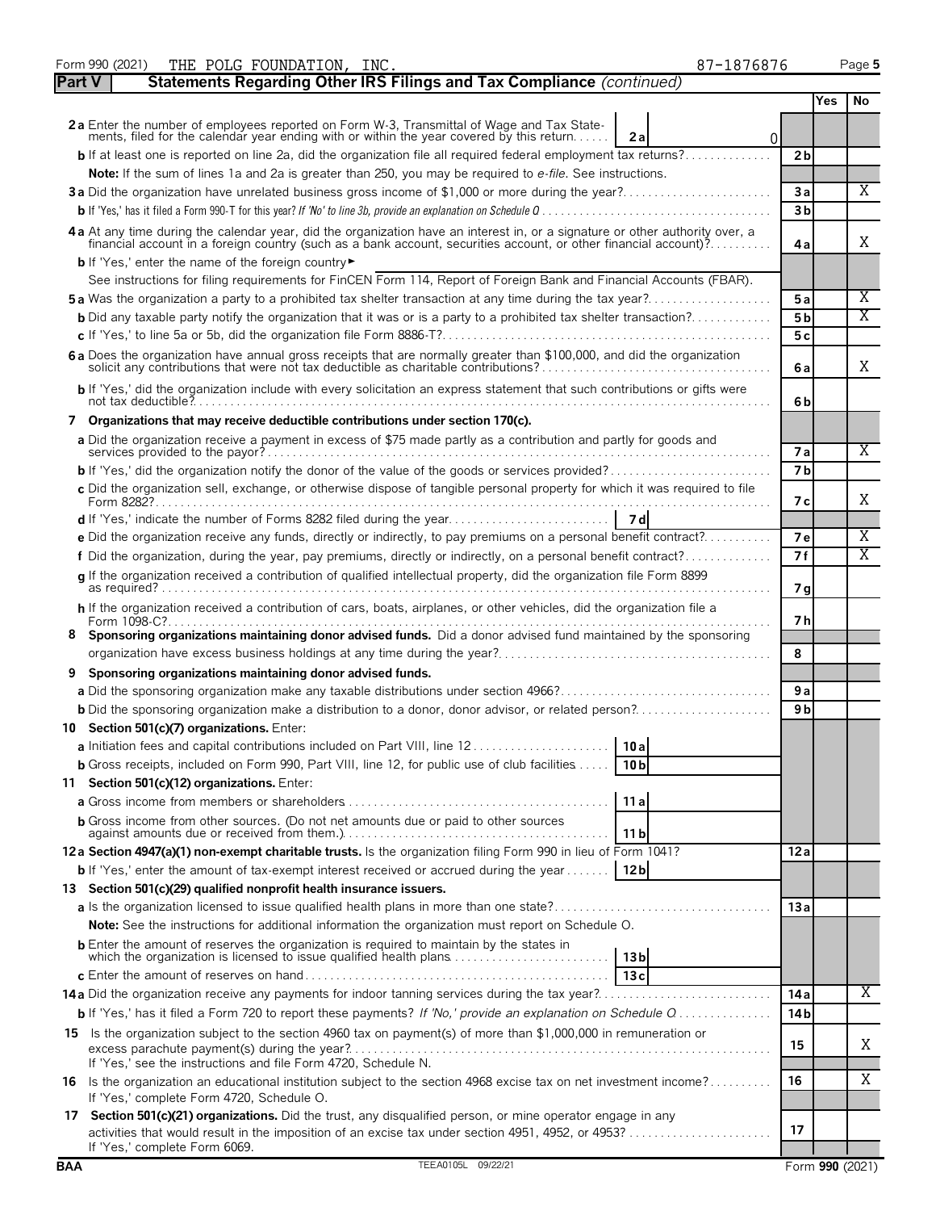Form 990 (2021) THE POLG FOUNDATION, INC. 87-1876876

## Part V Statements Regarding Other IRS Filings and Tax Compliance *(continued)*

| | | | Yes | No |
|---|---|---|---|---|
| **2a** Enter the number of employees reported on Form W-3, Transmittal of Wage and Tax Statements, filed for the calendar year ending with or within the year covered by this return | 2a | 0 | | |
| **b** If at least one is reported on line 2a, did the organization file all required federal employment tax returns? | | 2b | | |
| **Note:** If the sum of lines 1a and 2a is greater than 250, you may be required to *e-file*. See instructions. | | | | |
| **3a** Did the organization have unrelated business gross income of $1,000 or more during the year? | | 3a | | X |
| **b** If 'Yes,' has it filed a Form 990-T for this year? *If 'No' to line 3b, provide an explanation on Schedule O* | | 3b | | |
| **4a** At any time during the calendar year, did the organization have an interest in, or a signature or other authority over, a financial account in a foreign country (such as a bank account, securities account, or other financial account)? | | 4a | | X |
| **b** If 'Yes,' enter the name of the foreign country ► | | | | |
| See instructions for filing requirements for FinCEN Form 114, Report of Foreign Bank and Financial Accounts (FBAR). | | | | |
| **5a** Was the organization a party to a prohibited tax shelter transaction at any time during the tax year? | | 5a | | X |
| **b** Did any taxable party notify the organization that it was or is a party to a prohibited tax shelter transaction? | | 5b | | X |
| **c** If 'Yes,' to line 5a or 5b, did the organization file Form 8886-T? | | 5c | | |
| **6a** Does the organization have annual gross receipts that are normally greater than $100,000, and did the organization solicit any contributions that were not tax deductible as charitable contributions? | | 6a | | X |
| **b** If 'Yes,' did the organization include with every solicitation an express statement that such contributions or gifts were not tax deductible? | | 6b | | |
| **7 Organizations that may receive deductible contributions under section 170(c).** | | | | |
| **a** Did the organization receive a payment in excess of $75 made partly as a contribution and partly for goods and services provided to the payor? | | 7a | | X |
| **b** If 'Yes,' did the organization notify the donor of the value of the goods or services provided? | | 7b | | |
| **c** Did the organization sell, exchange, or otherwise dispose of tangible personal property for which it was required to file Form 8282? | | 7c | | X |
| **d** If 'Yes,' indicate the number of Forms 8282 filed during the year | 7d | | | |
| **e** Did the organization receive any funds, directly or indirectly, to pay premiums on a personal benefit contract? | | 7e | | X |
| **f** Did the organization, during the year, pay premiums, directly or indirectly, on a personal benefit contract? | | 7f | | X |
| **g** If the organization received a contribution of qualified intellectual property, did the organization file Form 8899 as required? | | 7g | | |
| **h** If the organization received a contribution of cars, boats, airplanes, or other vehicles, did the organization file a Form 1098-C? | | 7h | | |
| **8 Sponsoring organizations maintaining donor advised funds.** Did a donor advised fund maintained by the sponsoring organization have excess business holdings at any time during the year? | | 8 | | |
| **9 Sponsoring organizations maintaining donor advised funds.** | | | | |
| **a** Did the sponsoring organization make any taxable distributions under section 4966? | | 9a | | |
| **b** Did the sponsoring organization make a distribution to a donor, donor advisor, or related person? | | 9b | | |
| **10 Section 501(c)(7) organizations.** Enter: | | | | |
| **a** Initiation fees and capital contributions included on Part VIII, line 12 | 10a | | | |
| **b** Gross receipts, included on Form 990, Part VIII, line 12, for public use of club facilities | 10b | | | |
| **11 Section 501(c)(12) organizations.** Enter: | | | | |
| **a** Gross income from members or shareholders | 11a | | | |
| **b** Gross income from other sources. (Do not net amounts due or paid to other sources against amounts due or received from them.) | 11b | | | |
| **12a Section 4947(a)(1) non-exempt charitable trusts.** Is the organization filing Form 990 in lieu of Form 1041? | | 12a | | |
| **b** If 'Yes,' enter the amount of tax-exempt interest received or accrued during the year | 12b | | | |
| **13 Section 501(c)(29) qualified nonprofit health insurance issuers.** | | | | |
| **a** Is the organization licensed to issue qualified health plans in more than one state? | | 13a | | |
| **Note:** See the instructions for additional information the organization must report on Schedule O. | | | | |
| **b** Enter the amount of reserves the organization is required to maintain by the states in which the organization is licensed to issue qualified health plans | 13b | | | |
| **c** Enter the amount of reserves on hand | 13c | | | |
| **14a** Did the organization receive any payments for indoor tanning services during the tax year? | | 14a | | X |
| **b** If 'Yes,' has it filed a Form 720 to report these payments? *If 'No,' provide an explanation on Schedule O* | | 14b | | |
| **15** Is the organization subject to the section 4960 tax on payment(s) of more than $1,000,000 in remuneration or excess parachute payment(s) during the year? If 'Yes,' see the instructions and file Form 4720, Schedule N. | | 15 | | X |
| **16** Is the organization an educational institution subject to the section 4968 excise tax on net investment income? If 'Yes,' complete Form 4720, Schedule O. | | 16 | | X |
| **17 Section 501(c)(21) organizations.** Did the trust, any disqualified person, or mine operator engage in any activities that would result in the imposition of an excise tax under section 4951, 4952, or 4953? If 'Yes,' complete Form 6069. | | 17 | | |

BAA TEEA0105L 09/22/21 Form **990** (2021)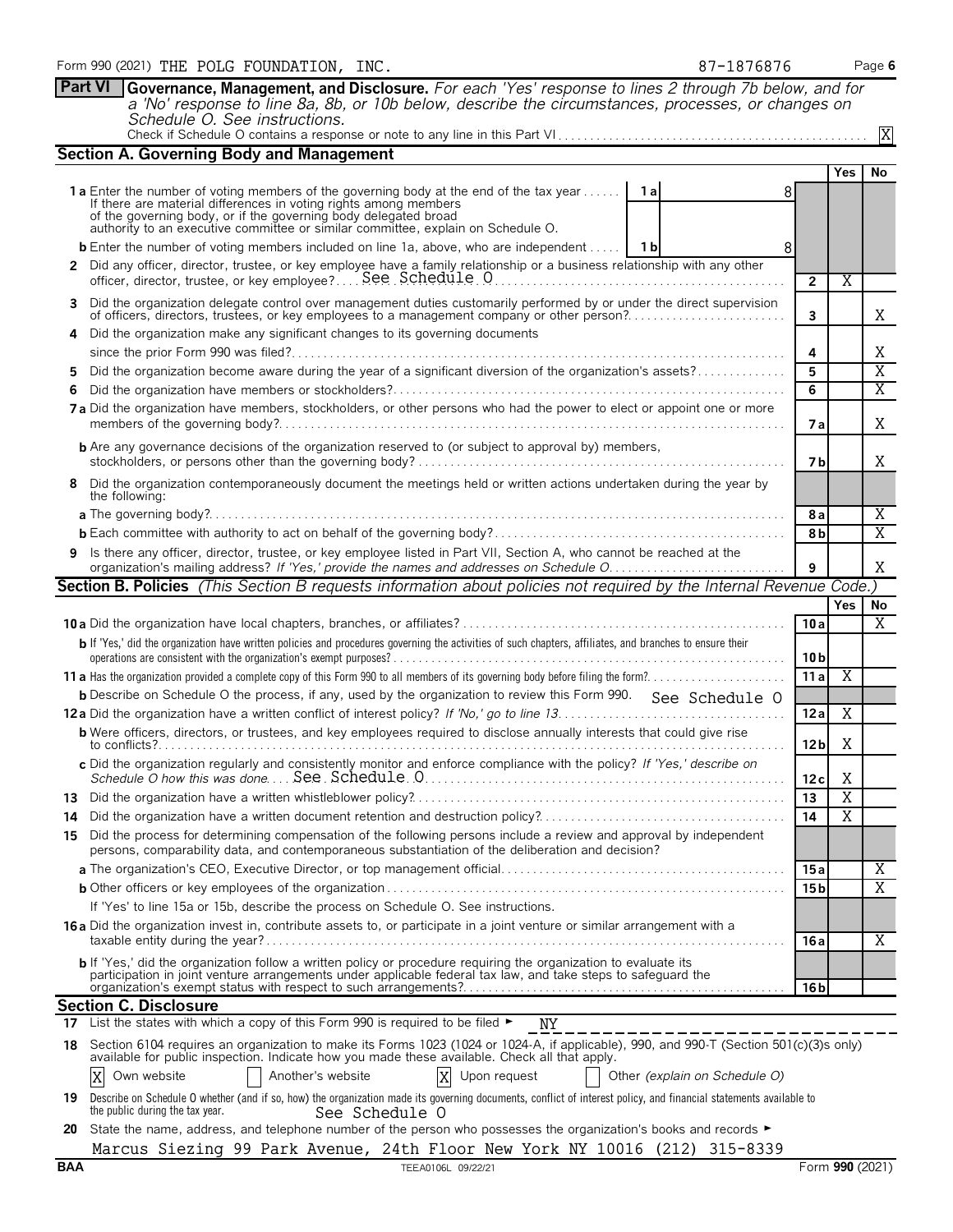Form 990 (2021) THE POLG FOUNDATION, INC. 87-1876876 Page 6

**Part VI Governance, Management, and Disclosure.** *For each 'Yes' response to lines 2 through 7b below, and for a 'No' response to line 8a, 8b, or 10b below, describe the circumstances, processes, or changes on Schedule O. See instructions.*

Check if Schedule O contains a response or note to any line in this Part VI . . . . . . X

## Section A. Governing Body and Management

| | | Yes | No |
|---|---|---|---|
| **1a** Enter the number of voting members of the governing body at the end of the tax year . . . . . . **1a** 8<br>If there are material differences in voting rights among members of the governing body, or if the governing body delegated broad authority to an executive committee or similar committee, explain on Schedule O. | | | |
| **b** Enter the number of voting members included on line 1a, above, who are independent . . . . . **1b** 8 | | | |
| **2** Did any officer, director, trustee, or key employee have a family relationship or a business relationship with any other officer, director, trustee, or key employee? . . . See Schedule O | 2 | X | |
| **3** Did the organization delegate control over management duties customarily performed by or under the direct supervision of officers, directors, trustees, or key employees to a management company or other person? | 3 | | X |
| **4** Did the organization make any significant changes to its governing documents since the prior Form 990 was filed? | 4 | | X |
| **5** Did the organization become aware during the year of a significant diversion of the organization's assets? | 5 | | X |
| **6** Did the organization have members or stockholders? | 6 | | X |
| **7a** Did the organization have members, stockholders, or other persons who had the power to elect or appoint one or more members of the governing body? | 7a | | X |
| **b** Are any governance decisions of the organization reserved to (or subject to approval by) members, stockholders, or persons other than the governing body? | 7b | | X |
| **8** Did the organization contemporaneously document the meetings held or written actions undertaken during the year by the following: | | | |
| **a** The governing body? | 8a | | X |
| **b** Each committee with authority to act on behalf of the governing body? | 8b | | X |
| **9** Is there any officer, director, trustee, or key employee listed in Part VII, Section A, who cannot be reached at the organization's mailing address? *If 'Yes,' provide the names and addresses on Schedule O* | 9 | | X |

## Section B. Policies *(This Section B requests information about policies not required by the Internal Revenue Code.)*

| | | Yes | No |
|---|---|---|---|
| **10a** Did the organization have local chapters, branches, or affiliates? | 10a | | X |
| **b** If 'Yes,' did the organization have written policies and procedures governing the activities of such chapters, affiliates, and branches to ensure their operations are consistent with the organization's exempt purposes? | 10b | | |
| **11a** Has the organization provided a complete copy of this Form 990 to all members of its governing body before filing the form? | 11a | X | |
| **b** Describe on Schedule O the process, if any, used by the organization to review this Form 990. See Schedule O | | | |
| **12a** Did the organization have a written conflict of interest policy? *If 'No,' go to line 13* | 12a | X | |
| **b** Were officers, directors, or trustees, and key employees required to disclose annually interests that could give rise to conflicts? | 12b | X | |
| **c** Did the organization regularly and consistently monitor and enforce compliance with the policy? *If 'Yes,' describe on Schedule O how this was done* . . . See Schedule O | 12c | X | |
| **13** Did the organization have a written whistleblower policy? | 13 | X | |
| **14** Did the organization have a written document retention and destruction policy? | 14 | X | |
| **15** Did the process for determining compensation of the following persons include a review and approval by independent persons, comparability data, and contemporaneous substantiation of the deliberation and decision? | | | |
| **a** The organization's CEO, Executive Director, or top management official | 15a | | X |
| **b** Other officers or key employees of the organization | 15b | | X |
| If 'Yes' to line 15a or 15b, describe the process on Schedule O. See instructions. | | | |
| **16a** Did the organization invest in, contribute assets to, or participate in a joint venture or similar arrangement with a taxable entity during the year? | 16a | | X |
| **b** If 'Yes,' did the organization follow a written policy or procedure requiring the organization to evaluate its participation in joint venture arrangements under applicable federal tax law, and take steps to safeguard the organization's exempt status with respect to such arrangements? | 16b | | |

## Section C. Disclosure

**17** List the states with which a copy of this Form 990 is required to be filed ► NY

**18** Section 6104 requires an organization to make its Forms 1023 (1024 or 1024-A, if applicable), 990, and 990-T (Section 501(c)(3)s only) available for public inspection. Indicate how you made these available. Check all that apply.

[X] Own website [ ] Another's website [X] Upon request [ ] Other *(explain on Schedule O)*

**19** Describe on Schedule O whether (and if so, how) the organization made its governing documents, conflict of interest policy, and financial statements available to the public during the tax year. See Schedule O

**20** State the name, address, and telephone number of the person who possesses the organization's books and records ►

Marcus Siezing 99 Park Avenue, 24th Floor New York NY 10016 (212) 315-8339

BAA TEEA0106L 09/22/21 Form **990** (2021)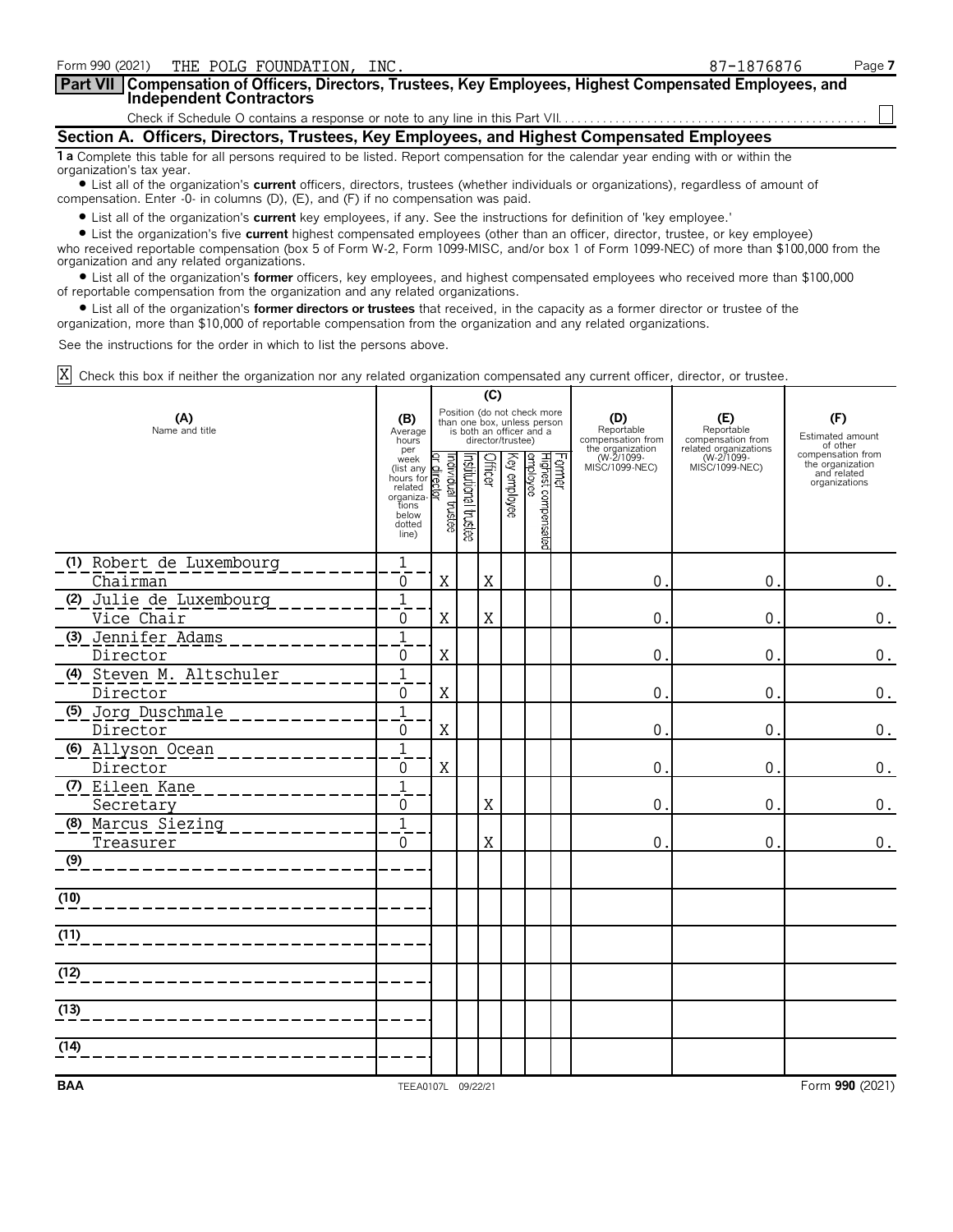Form 990 (2021) THE POLG FOUNDATION, INC. 87-1876876 Page 7

## Part VII Compensation of Officers, Directors, Trustees, Key Employees, Highest Compensated Employees, and Independent Contractors

Check if Schedule O contains a response or note to any line in this Part VII. ☐

### Section A. Officers, Directors, Trustees, Key Employees, and Highest Compensated Employees

**1 a** Complete this table for all persons required to be listed. Report compensation for the calendar year ending with or within the organization's tax year.

- List all of the organization's **current** officers, directors, trustees (whether individuals or organizations), regardless of amount of compensation. Enter -0- in columns (D), (E), and (F) if no compensation was paid.
- List all of the organization's **current** key employees, if any. See the instructions for definition of 'key employee.'
- List the organization's five **current** highest compensated employees (other than an officer, director, trustee, or key employee) who received reportable compensation (box 5 of Form W-2, Form 1099-MISC, and/or box 1 of Form 1099-NEC) of more than $100,000 from the organization and any related organizations.
- List all of the organization's **former** officers, key employees, and highest compensated employees who received more than $100,000 of reportable compensation from the organization and any related organizations.
- List all of the organization's **former directors or trustees** that received, in the capacity as a former director or trustee of the organization, more than $10,000 of reportable compensation from the organization and any related organizations.

See the instructions for the order in which to list the persons above.

X Check this box if neither the organization nor any related organization compensated any current officer, director, or trustee.

| (A) Name and title | (B) Average hours per week (list any hours for related organizations below dotted line) | (C) Position: Individual trustee or director | Institutional trustee | Officer | Key employee | Highest compensated employee | Former | (D) Reportable compensation from the organization (W-2/1099-MISC/1099-NEC) | (E) Reportable compensation from related organizations (W-2/1099-MISC/1099-NEC) | (F) Estimated amount of other compensation from the organization and related organizations |
|---|---|---|---|---|---|---|---|---|---|---|
| (1) Robert de Luxembourg<br>Chairman | 1<br>0 | X | | X | | | | 0. | 0. | 0. |
| (2) Julie de Luxembourg<br>Vice Chair | 1<br>0 | X | | X | | | | 0. | 0. | 0. |
| (3) Jennifer Adams<br>Director | 1<br>0 | X | | | | | | 0. | 0. | 0. |
| (4) Steven M. Altschuler<br>Director | 1<br>0 | X | | | | | | 0. | 0. | 0. |
| (5) Jorg Duschmale<br>Director | 1<br>0 | X | | | | | | 0. | 0. | 0. |
| (6) Allyson Ocean<br>Director | 1<br>0 | X | | | | | | 0. | 0. | 0. |
| (7) Eileen Kane<br>Secretary | 1<br>0 | | | X | | | | 0. | 0. | 0. |
| (8) Marcus Siezing<br>Treasurer | 1<br>0 | | | X | | | | 0. | 0. | 0. |
| (9) | | | | | | | | | | |
| (10) | | | | | | | | | | |
| (11) | | | | | | | | | | |
| (12) | | | | | | | | | | |
| (13) | | | | | | | | | | |
| (14) | | | | | | | | | | |

BAA TEEA0107L 09/22/21 Form **990** (2021)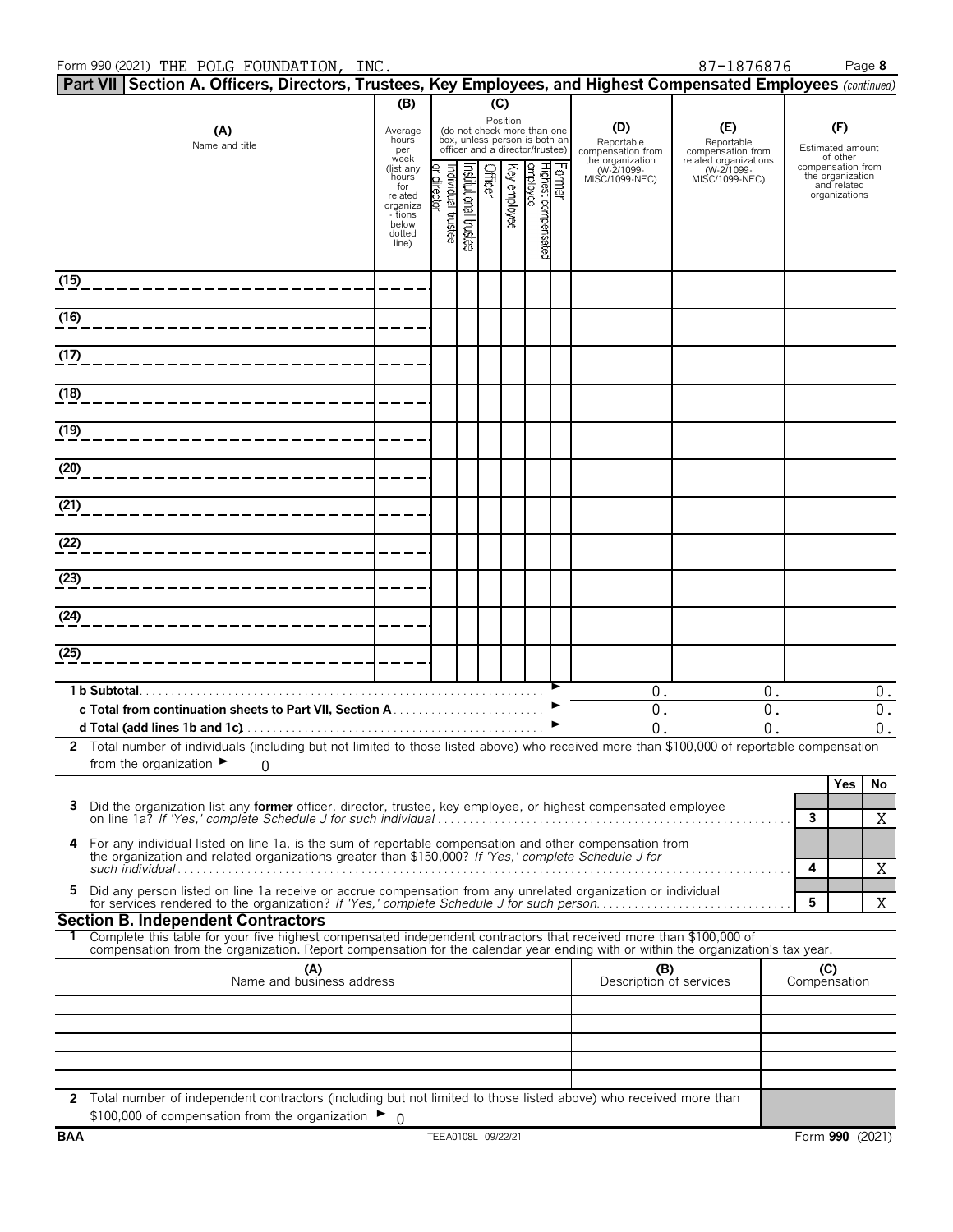Form 990 (2021) THE POLG FOUNDATION, INC. 87-1876876

## Part VII Section A. Officers, Directors, Trustees, Key Employees, and Highest Compensated Employees *(continued)*

| (A) Name and title | (B) Average hours per week (list any hours for related organizations below dotted line) | (C) Position: Individual trustee or director | Institutional trustee | Officer | Key employee | Highest compensated employee | Former | (D) Reportable compensation from the organization (W-2/1099-MISC/1099-NEC) | (E) Reportable compensation from related organizations (W-2/1099-MISC/1099-NEC) | (F) Estimated amount of other compensation from the organization and related organizations |
|---|---|---|---|---|---|---|---|---|---|---|
| (15) | | | | | | | | | | |
| (16) | | | | | | | | | | |
| (17) | | | | | | | | | | |
| (18) | | | | | | | | | | |
| (19) | | | | | | | | | | |
| (20) | | | | | | | | | | |
| (21) | | | | | | | | | | |
| (22) | | | | | | | | | | |
| (23) | | | | | | | | | | |
| (24) | | | | | | | | | | |
| (25) | | | | | | | | | | |
| **1 b Subtotal** | | | | | | | | 0. | 0. | 0. |
| **c Total from continuation sheets to Part VII, Section A** | | | | | | | | 0. | 0. | 0. |
| **d Total (add lines 1b and 1c)** | | | | | | | | 0. | 0. | 0. |

2 Total number of individuals (including but not limited to those listed above) who received more than $100,000 of reportable compensation from the organization ► 0

| | | Yes | No |
|---|---|---|---|
| 3 Did the organization list any **former** officer, director, trustee, key employee, or highest compensated employee on line 1a? *If 'Yes,' complete Schedule J for such individual* | 3 | | X |
| 4 For any individual listed on line 1a, is the sum of reportable compensation and other compensation from the organization and related organizations greater than $150,000? *If 'Yes,' complete Schedule J for such individual* | 4 | | X |
| 5 Did any person listed on line 1a receive or accrue compensation from any unrelated organization or individual for services rendered to the organization? *If 'Yes,' complete Schedule J for such person.* | 5 | | X |

### Section B. Independent Contractors

1 Complete this table for your five highest compensated independent contractors that received more than $100,000 of compensation from the organization. Report compensation for the calendar year ending with or within the organization's tax year.

| (A) Name and business address | (B) Description of services | (C) Compensation |
|---|---|---|
| | | |
| | | |
| | | |
| | | |
| | | |

2 Total number of independent contractors (including but not limited to those listed above) who received more than $100,000 of compensation from the organization ► 0

BAA TEEA0108L 09/22/21 Form **990** (2021)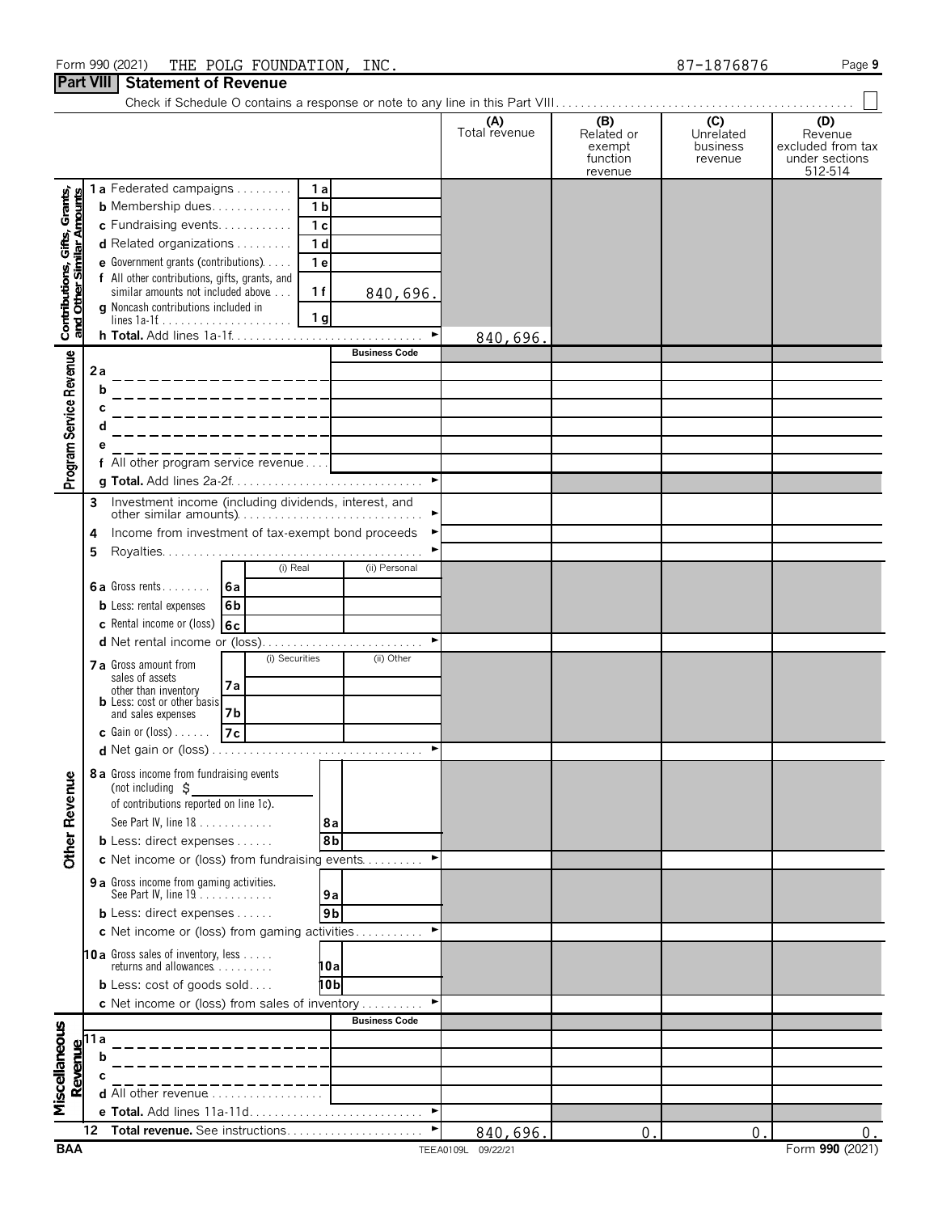Form 990 (2021) THE POLG FOUNDATION, INC. 87-1876876

## Part VIII Statement of Revenue

Check if Schedule O contains a response or note to any line in this Part VIII . . . . ☐

| | | | (A) Total revenue | (B) Related or exempt function revenue | (C) Unrelated business revenue | (D) Revenue excluded from tax under sections 512-514 |
|---|---|---|---|---|---|---|
| **Contributions, Gifts, Grants, and Other Similar Amounts** | 1a Federated campaigns | 1a | | | | |
| | b Membership dues | 1b | | | | |
| | c Fundraising events | 1c | | | | |
| | d Related organizations | 1d | | | | |
| | e Government grants (contributions) | 1e | | | | |
| | f All other contributions, gifts, grants, and similar amounts not included above | 1f 840,696. | | | | |
| | g Noncash contributions included in lines 1a-1f | 1g | | | | |
| | h Total. Add lines 1a-1f | | 840,696. | | | |
| **Program Service Revenue** | | Business Code | | | | |
| | 2a | | | | | |
| | b | | | | | |
| | c | | | | | |
| | d | | | | | |
| | e | | | | | |
| | f All other program service revenue | | | | | |
| | g Total. Add lines 2a-2f | | | | | |
| **Other Revenue** | 3 Investment income (including dividends, interest, and other similar amounts) | | | | | |
| | 4 Income from investment of tax-exempt bond proceeds | | | | | |
| | 5 Royalties | | | | | |
| | | (i) Real / (ii) Personal | | | | |
| | 6a Gross rents | 6a | | | | |
| | b Less: rental expenses | 6b | | | | |
| | c Rental income or (loss) | 6c | | | | |
| | d Net rental income or (loss) | | | | | |
| | | (i) Securities / (ii) Other | | | | |
| | 7a Gross amount from sales of assets other than inventory | 7a | | | | |
| | b Less: cost or other basis and sales expenses | 7b | | | | |
| | c Gain or (loss) | 7c | | | | |
| | d Net gain or (loss) | | | | | |
| | 8a Gross income from fundraising events (not including $ of contributions reported on line 1c). See Part IV, line 18 | 8a | | | | |
| | b Less: direct expenses | 8b | | | | |
| | c Net income or (loss) from fundraising events | | | | | |
| | 9a Gross income from gaming activities. See Part IV, line 19 | 9a | | | | |
| | b Less: direct expenses | 9b | | | | |
| | c Net income or (loss) from gaming activities | | | | | |
| | 10a Gross sales of inventory, less returns and allowances | 10a | | | | |
| | b Less: cost of goods sold | 10b | | | | |
| | c Net income or (loss) from sales of inventory | | | | | |
| **Miscellaneous Revenue** | | Business Code | | | | |
| | 11a | | | | | |
| | b | | | | | |
| | c | | | | | |
| | d All other revenue | | | | | |
| | e Total. Add lines 11a-11d | | | | | |
| | 12 Total revenue. See instructions | | 840,696. | 0. | 0. | 0. |

BAA TEEA0109L 09/22/21 Form **990** (2021)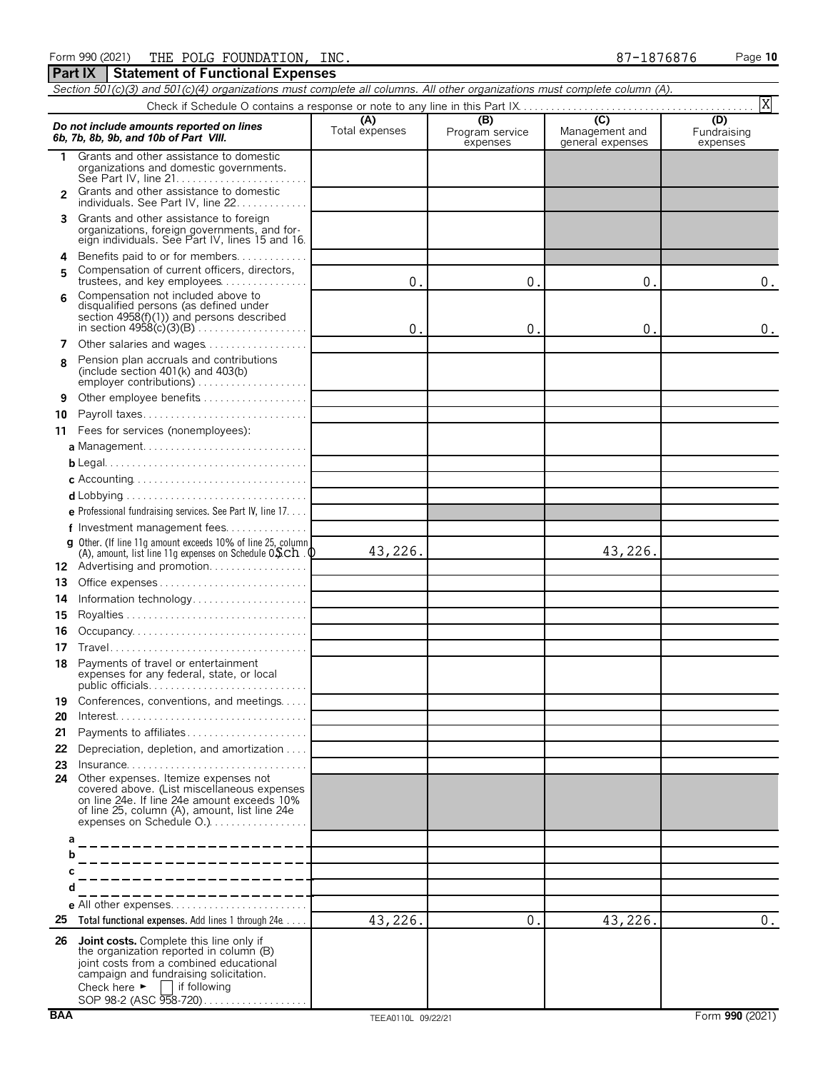Form 990 (2021) THE POLG FOUNDATION, INC. 87-1876876 Page **10**

## Part IX Statement of Functional Expenses

*Section 501(c)(3) and 501(c)(4) organizations must complete all columns. All other organizations must complete column (A).*

Check if Schedule O contains a response or note to any line in this Part IX . . . . . [X]

| *Do not include amounts reported on lines 6b, 7b, 8b, 9b, and 10b of Part VIII.* | (A) Total expenses | (B) Program service expenses | (C) Management and general expenses | (D) Fundraising expenses |
|---|---|---|---|---|
| 1 Grants and other assistance to domestic organizations and domestic governments. See Part IV, line 21 | | | | |
| 2 Grants and other assistance to domestic individuals. See Part IV, line 22 | | | | |
| 3 Grants and other assistance to foreign organizations, foreign governments, and foreign individuals. See Part IV, lines 15 and 16 | | | | |
| 4 Benefits paid to or for members | | | | |
| 5 Compensation of current officers, directors, trustees, and key employees | 0. | 0. | 0. | 0. |
| 6 Compensation not included above to disqualified persons (as defined under section 4958(f)(1)) and persons described in section 4958(c)(3)(B) | 0. | 0. | 0. | 0. |
| 7 Other salaries and wages | | | | |
| 8 Pension plan accruals and contributions (include section 401(k) and 403(b) employer contributions) | | | | |
| 9 Other employee benefits | | | | |
| 10 Payroll taxes | | | | |
| 11 Fees for services (nonemployees): | | | | |
| a Management | | | | |
| b Legal | | | | |
| c Accounting | | | | |
| d Lobbying | | | | |
| e Professional fundraising services. See Part IV, line 17 | | | | |
| f Investment management fees | | | | |
| g Other. (If line 11g amount exceeds 10% of line 25, column (A), amount, list line 11g expenses on Schedule O.) Sch O | 43,226. | | 43,226. | |
| 12 Advertising and promotion | | | | |
| 13 Office expenses | | | | |
| 14 Information technology | | | | |
| 15 Royalties | | | | |
| 16 Occupancy | | | | |
| 17 Travel | | | | |
| 18 Payments of travel or entertainment expenses for any federal, state, or local public officials | | | | |
| 19 Conferences, conventions, and meetings | | | | |
| 20 Interest | | | | |
| 21 Payments to affiliates | | | | |
| 22 Depreciation, depletion, and amortization | | | | |
| 23 Insurance | | | | |
| 24 Other expenses. Itemize expenses not covered above. (List miscellaneous expenses on line 24e. If line 24e amount exceeds 10% of line 25, column (A), amount, list line 24e expenses on Schedule O.) | | | | |
| a | | | | |
| b | | | | |
| c | | | | |
| d | | | | |
| e All other expenses | | | | |
| 25 **Total functional expenses.** Add lines 1 through 24e | 43,226. | 0. | 43,226. | 0. |
| 26 **Joint costs.** Complete this line only if the organization reported in column (B) joint costs from a combined educational campaign and fundraising solicitation. Check here ► [ ] if following SOP 98-2 (ASC 958-720) | | | | |

BAA TEEA0110L 09/22/21 Form **990** (2021)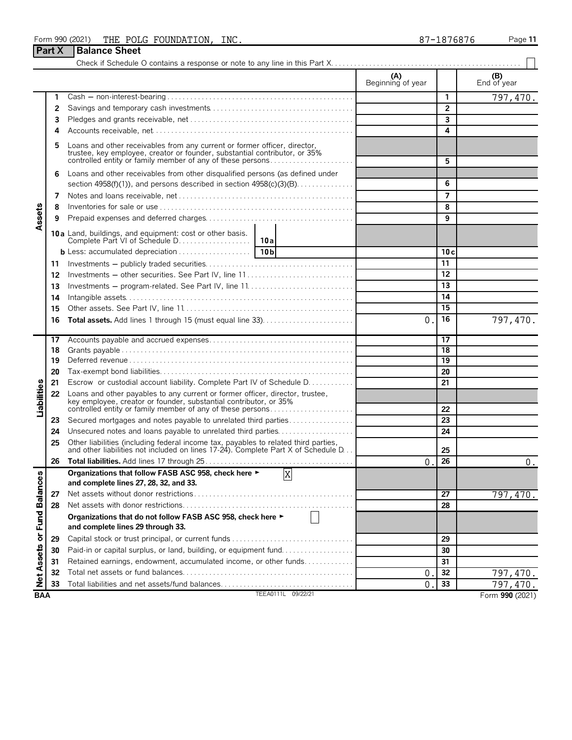Form 990 (2021) THE POLG FOUNDATION, INC. 87-1876876 Page 11

## Part X Balance Sheet

Check if Schedule O contains a response or note to any line in this Part X . . . . ☐

| | | | (A) Beginning of year | | (B) End of year |
|---|---|---|---|---|---|
| Assets | 1 | Cash — non-interest-bearing | | 1 | 797,470. |
| | 2 | Savings and temporary cash investments | | 2 | |
| | 3 | Pledges and grants receivable, net | | 3 | |
| | 4 | Accounts receivable, net | | 4 | |
| | 5 | Loans and other receivables from any current or former officer, director, trustee, key employee, creator or founder, substantial contributor, or 35% controlled entity or family member of any of these persons | | 5 | |
| | 6 | Loans and other receivables from other disqualified persons (as defined under section 4958(f)(1)), and persons described in section 4958(c)(3)(B) | | 6 | |
| | 7 | Notes and loans receivable, net | | 7 | |
| | 8 | Inventories for sale or use | | 8 | |
| | 9 | Prepaid expenses and deferred charges | | 9 | |
| | 10a | Land, buildings, and equipment: cost or other basis. Complete Part VI of Schedule D . . . 10a | | | |
| | b | Less: accumulated depreciation . . . 10b | | 10c | |
| | 11 | Investments — publicly traded securities | | 11 | |
| | 12 | Investments — other securities. See Part IV, line 11 | | 12 | |
| | 13 | Investments — program-related. See Part IV, line 11 | | 13 | |
| | 14 | Intangible assets | | 14 | |
| | 15 | Other assets. See Part IV, line 11 | | 15 | |
| | 16 | **Total assets.** Add lines 1 through 15 (must equal line 33) | 0. | 16 | 797,470. |
| Liabilities | 17 | Accounts payable and accrued expenses | | 17 | |
| | 18 | Grants payable | | 18 | |
| | 19 | Deferred revenue | | 19 | |
| | 20 | Tax-exempt bond liabilities | | 20 | |
| | 21 | Escrow or custodial account liability. Complete Part IV of Schedule D | | 21 | |
| | 22 | Loans and other payables to any current or former officer, director, trustee, key employee, creator or founder, substantial contributor, or 35% controlled entity or family member of any of these persons | | 22 | |
| | 23 | Secured mortgages and notes payable to unrelated third parties | | 23 | |
| | 24 | Unsecured notes and loans payable to unrelated third parties | | 24 | |
| | 25 | Other liabilities (including federal income tax, payables to related third parties, and other liabilities not included on lines 17-24). Complete Part X of Schedule D | | 25 | |
| | 26 | **Total liabilities.** Add lines 17 through 25 | 0. | 26 | 0. |
| Net Assets or Fund Balances | | **Organizations that follow FASB ASC 958, check here ► X and complete lines 27, 28, 32, and 33.** | | | |
| | 27 | Net assets without donor restrictions | | 27 | 797,470. |
| | 28 | Net assets with donor restrictions | | 28 | |
| | | **Organizations that do not follow FASB ASC 958, check here ► ☐ and complete lines 29 through 33.** | | | |
| | 29 | Capital stock or trust principal, or current funds | | 29 | |
| | 30 | Paid-in or capital surplus, or land, building, or equipment fund | | 30 | |
| | 31 | Retained earnings, endowment, accumulated income, or other funds | | 31 | |
| | 32 | Total net assets or fund balances | 0. | 32 | 797,470. |
| | 33 | Total liabilities and net assets/fund balances | 0. | 33 | 797,470. |

BAA TEEA0111L 09/22/21 Form **990** (2021)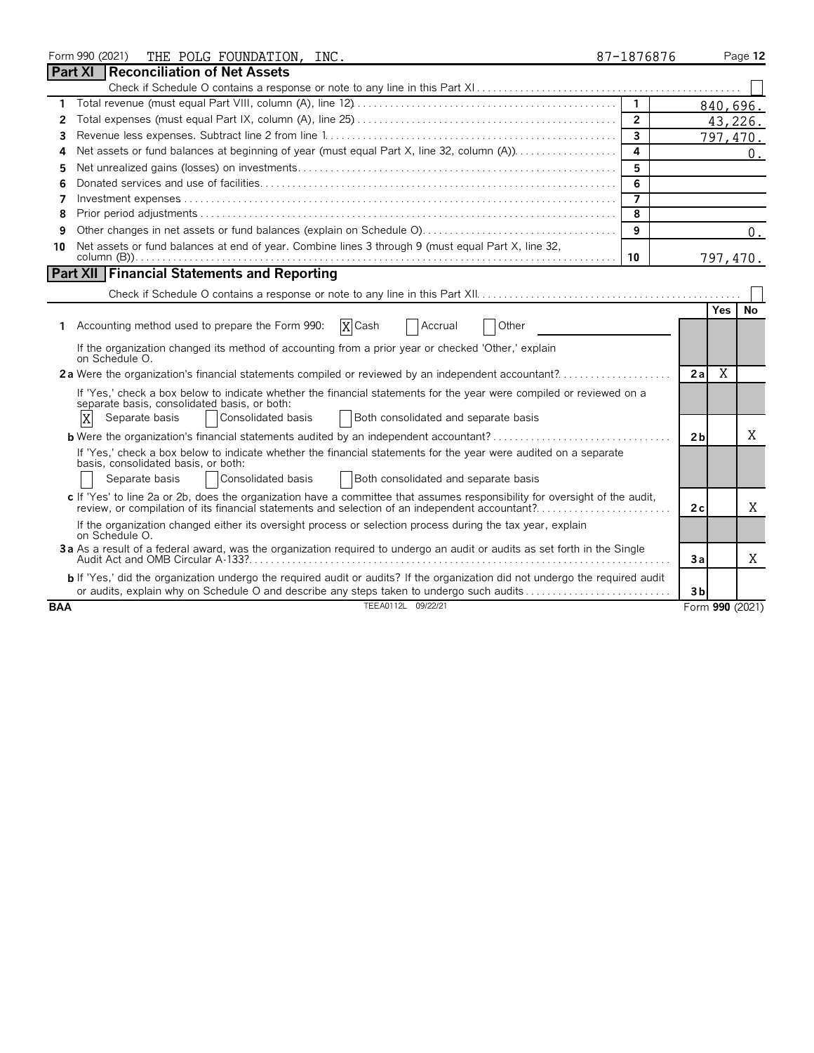Form 990 (2021) THE POLG FOUNDATION, INC. 87-1876876 Page 12

## Part XI Reconciliation of Net Assets

Check if Schedule O contains a response or note to any line in this Part XI [ ]

| | | Line | Amount |
|---|---|---|---|
| 1 | Total revenue (must equal Part VIII, column (A), line 12) | 1 | 840,696. |
| 2 | Total expenses (must equal Part IX, column (A), line 25) | 2 | 43,226. |
| 3 | Revenue less expenses. Subtract line 2 from line 1 | 3 | 797,470. |
| 4 | Net assets or fund balances at beginning of year (must equal Part X, line 32, column (A)) | 4 | 0. |
| 5 | Net unrealized gains (losses) on investments | 5 | |
| 6 | Donated services and use of facilities | 6 | |
| 7 | Investment expenses | 7 | |
| 8 | Prior period adjustments | 8 | |
| 9 | Other changes in net assets or fund balances (explain on Schedule O) | 9 | 0. |
| 10 | Net assets or fund balances at end of year. Combine lines 3 through 9 (must equal Part X, line 32, column (B)) | 10 | 797,470. |

## Part XII Financial Statements and Reporting

Check if Schedule O contains a response or note to any line in this Part XII [ ]

| | | | Yes | No |
|---|---|---|---|---|
| 1 | Accounting method used to prepare the Form 990: [X] Cash [ ] Accrual [ ] Other | | | |
| | If the organization changed its method of accounting from a prior year or checked 'Other,' explain on Schedule O. | | | |
| 2a | Were the organization's financial statements compiled or reviewed by an independent accountant? | 2a | X | |
| | If 'Yes,' check a box below to indicate whether the financial statements for the year were compiled or reviewed on a separate basis, consolidated basis, or both: [X] Separate basis [ ] Consolidated basis [ ] Both consolidated and separate basis | | | |
| b | Were the organization's financial statements audited by an independent accountant? | 2b | | X |
| | If 'Yes,' check a box below to indicate whether the financial statements for the year were audited on a separate basis, consolidated basis, or both: [ ] Separate basis [ ] Consolidated basis [ ] Both consolidated and separate basis | | | |
| c | If 'Yes' to line 2a or 2b, does the organization have a committee that assumes responsibility for oversight of the audit, review, or compilation of its financial statements and selection of an independent accountant? | 2c | | X |
| | If the organization changed either its oversight process or selection process during the tax year, explain on Schedule O. | | | |
| 3a | As a result of a federal award, was the organization required to undergo an audit or audits as set forth in the Single Audit Act and OMB Circular A-133? | 3a | | X |
| b | If 'Yes,' did the organization undergo the required audit or audits? If the organization did not undergo the required audit or audits, explain why on Schedule O and describe any steps taken to undergo such audits | 3b | | |

BAA TEEA0112L 09/22/21 Form 990 (2021)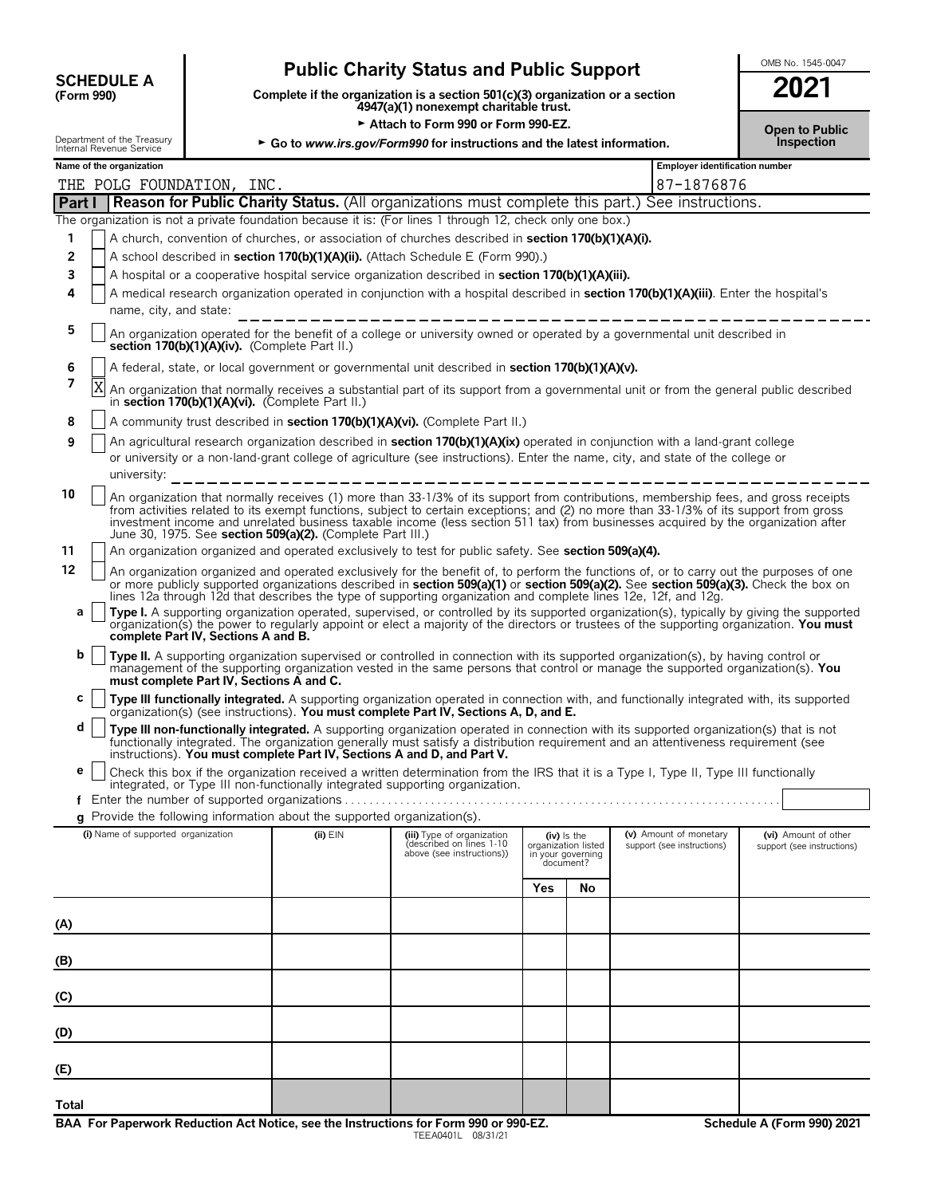**SCHEDULE A** **(Form 990)**

Department of the Treasury Internal Revenue Service

# Public Charity Status and Public Support

**Complete if the organization is a section 501(c)(3) organization or a section 4947(a)(1) nonexempt charitable trust.**

► **Attach to Form 990 or Form 990-EZ.**

► **Go to *www.irs.gov/Form990* for instructions and the latest information.**

OMB No. 1545-0047

**2021**

**Open to Public Inspection**

**Name of the organization:** THE POLG FOUNDATION, INC.

**Employer identification number:** 87-1876876

## Part I Reason for Public Charity Status. (All organizations must complete this part.) See instructions.

The organization is not a private foundation because it is: (For lines 1 through 12, check only one box.)

1 [ ] A church, convention of churches, or association of churches described in **section 170(b)(1)(A)(i).**

2 [ ] A school described in **section 170(b)(1)(A)(ii).** (Attach Schedule E (Form 990).)

3 [ ] A hospital or a cooperative hospital service organization described in **section 170(b)(1)(A)(iii).**

4 [ ] A medical research organization operated in conjunction with a hospital described in **section 170(b)(1)(A)(iii)**. Enter the hospital's name, city, and state:

5 [ ] An organization operated for the benefit of a college or university owned or operated by a governmental unit described in **section 170(b)(1)(A)(iv).** (Complete Part II.)

6 [ ] A federal, state, or local government or governmental unit described in **section 170(b)(1)(A)(v).**

7 [X] An organization that normally receives a substantial part of its support from a governmental unit or from the general public described in **section 170(b)(1)(A)(vi).** (Complete Part II.)

8 [ ] A community trust described in **section 170(b)(1)(A)(vi).** (Complete Part II.)

9 [ ] An agricultural research organization described in **section 170(b)(1)(A)(ix)** operated in conjunction with a land-grant college or university or a non-land-grant college of agriculture (see instructions). Enter the name, city, and state of the college or university:

10 [ ] An organization that normally receives (1) more than 33-1/3% of its support from contributions, membership fees, and gross receipts from activities related to its exempt functions, subject to certain exceptions; and (2) no more than 33-1/3% of its support from gross investment income and unrelated business taxable income (less section 511 tax) from businesses acquired by the organization after June 30, 1975. See **section 509(a)(2).** (Complete Part III.)

11 [ ] An organization organized and operated exclusively to test for public safety. See **section 509(a)(4).**

12 [ ] An organization organized and operated exclusively for the benefit of, to perform the functions of, or to carry out the purposes of one or more publicly supported organizations described in **section 509(a)(1)** or **section 509(a)(2).** See **section 509(a)(3).** Check the box on lines 12a through 12d that describes the type of supporting organization and complete lines 12e, 12f, and 12g.

a [ ] **Type I.** A supporting organization operated, supervised, or controlled by its supported organization(s), typically by giving the supported organization(s) the power to regularly appoint or elect a majority of the directors or trustees of the supporting organization. **You must complete Part IV, Sections A and B.**

b [ ] **Type II.** A supporting organization supervised or controlled in connection with its supported organization(s), by having control or management of the supporting organization vested in the same persons that control or manage the supported organization(s). **You must complete Part IV, Sections A and C.**

c [ ] **Type III functionally integrated.** A supporting organization operated in connection with, and functionally integrated with, its supported organization(s) (see instructions). **You must complete Part IV, Sections A, D, and E.**

d [ ] **Type III non-functionally integrated.** A supporting organization operated in connection with its supported organization(s) that is not functionally integrated. The organization generally must satisfy a distribution requirement and an attentiveness requirement (see instructions). **You must complete Part IV, Sections A and D, and Part V.**

e [ ] Check this box if the organization received a written determination from the IRS that it is a Type I, Type II, Type III functionally integrated, or Type III non-functionally integrated supporting organization.

f Enter the number of supported organizations

g Provide the following information about the supported organization(s).

| (i) Name of supported organization | (ii) EIN | (iii) Type of organization (described on lines 1-10 above (see instructions)) | (iv) Is the organization listed in your governing document? Yes | No | (v) Amount of monetary support (see instructions) | (vi) Amount of other support (see instructions) |
|---|---|---|---|---|---|---|
| (A) | | | | | | |
| (B) | | | | | | |
| (C) | | | | | | |
| (D) | | | | | | |
| (E) | | | | | | |
| Total | | | | | | |

**BAA For Paperwork Reduction Act Notice, see the Instructions for Form 990 or 990-EZ.** TEEA0401L 08/31/21 **Schedule A (Form 990) 2021**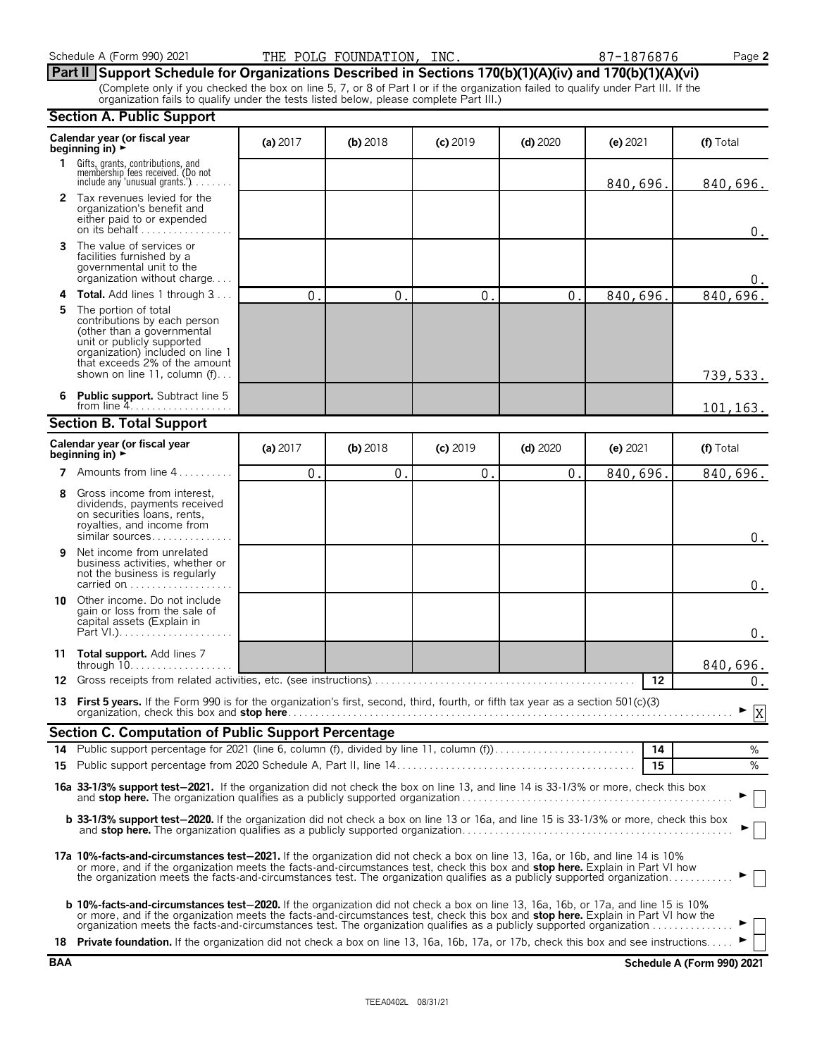Schedule A (Form 990) 2021 THE POLG FOUNDATION, INC. 87-1876876

## Part II Support Schedule for Organizations Described in Sections 170(b)(1)(A)(iv) and 170(b)(1)(A)(vi)

(Complete only if you checked the box on line 5, 7, or 8 of Part I or if the organization failed to qualify under Part III. If the organization fails to qualify under the tests listed below, please complete Part III.)

### Section A. Public Support

| Calendar year (or fiscal year beginning in) ► | (a) 2017 | (b) 2018 | (c) 2019 | (d) 2020 | (e) 2021 | (f) Total |
|---|---|---|---|---|---|---|
| **1** Gifts, grants, contributions, and membership fees received. (Do not include any 'unusual grants.') | | | | | 840,696. | 840,696. |
| **2** Tax revenues levied for the organization's benefit and either paid to or expended on its behalf | | | | | | 0. |
| **3** The value of services or facilities furnished by a governmental unit to the organization without charge | | | | | | 0. |
| **4** **Total.** Add lines 1 through 3 | 0. | 0. | 0. | 0. | 840,696. | 840,696. |
| **5** The portion of total contributions by each person (other than a governmental unit or publicly supported organization) included on line 1 that exceeds 2% of the amount shown on line 11, column (f) | | | | | | 739,533. |
| **6** **Public support.** Subtract line 5 from line 4 | | | | | | 101,163. |

### Section B. Total Support

| Calendar year (or fiscal year beginning in) ► | (a) 2017 | (b) 2018 | (c) 2019 | (d) 2020 | (e) 2021 | (f) Total |
|---|---|---|---|---|---|---|
| **7** Amounts from line 4 | 0. | 0. | 0. | 0. | 840,696. | 840,696. |
| **8** Gross income from interest, dividends, payments received on securities loans, rents, royalties, and income from similar sources | | | | | | 0. |
| **9** Net income from unrelated business activities, whether or not the business is regularly carried on | | | | | | 0. |
| **10** Other income. Do not include gain or loss from the sale of capital assets (Explain in Part VI.) | | | | | | 0. |
| **11** **Total support.** Add lines 7 through 10 | | | | | | 840,696. |

**12** Gross receipts from related activities, etc. (see instructions) — **12** — 0.

**13** **First 5 years.** If the Form 990 is for the organization's first, second, third, fourth, or fifth tax year as a section 501(c)(3) organization, check this box and **stop here** ► [X]

### Section C. Computation of Public Support Percentage

**14** Public support percentage for 2021 (line 6, column (f), divided by line 11, column (f)) — **14** — %

**15** Public support percentage from 2020 Schedule A, Part II, line 14 — **15** — %

**16a 33-1/3% support test–2021.** If the organization did not check the box on line 13, and line 14 is 33-1/3% or more, check this box and **stop here.** The organization qualifies as a publicly supported organization ► [ ]

**b 33-1/3% support test–2020.** If the organization did not check a box on line 13 or 16a, and line 15 is 33-1/3% or more, check this box and **stop here.** The organization qualifies as a publicly supported organization ► [ ]

**17a 10%-facts-and-circumstances test–2021.** If the organization did not check a box on line 13, 16a, or 16b, and line 14 is 10% or more, and if the organization meets the facts-and-circumstances test, check this box and **stop here.** Explain in Part VI how the organization meets the facts-and-circumstances test. The organization qualifies as a publicly supported organization ► [ ]

**b 10%-facts-and-circumstances test–2020.** If the organization did not check a box on line 13, 16a, 16b, or 17a, and line 15 is 10% or more, and if the organization meets the facts-and-circumstances test, check this box and **stop here.** Explain in Part VI how the organization meets the facts-and-circumstances test. The organization qualifies as a publicly supported organization ► [ ]

**18** **Private foundation.** If the organization did not check a box on line 13, 16a, 16b, 17a, or 17b, check this box and see instructions ► [ ]

BAA Schedule A (Form 990) 2021

TEEA0402L 08/31/21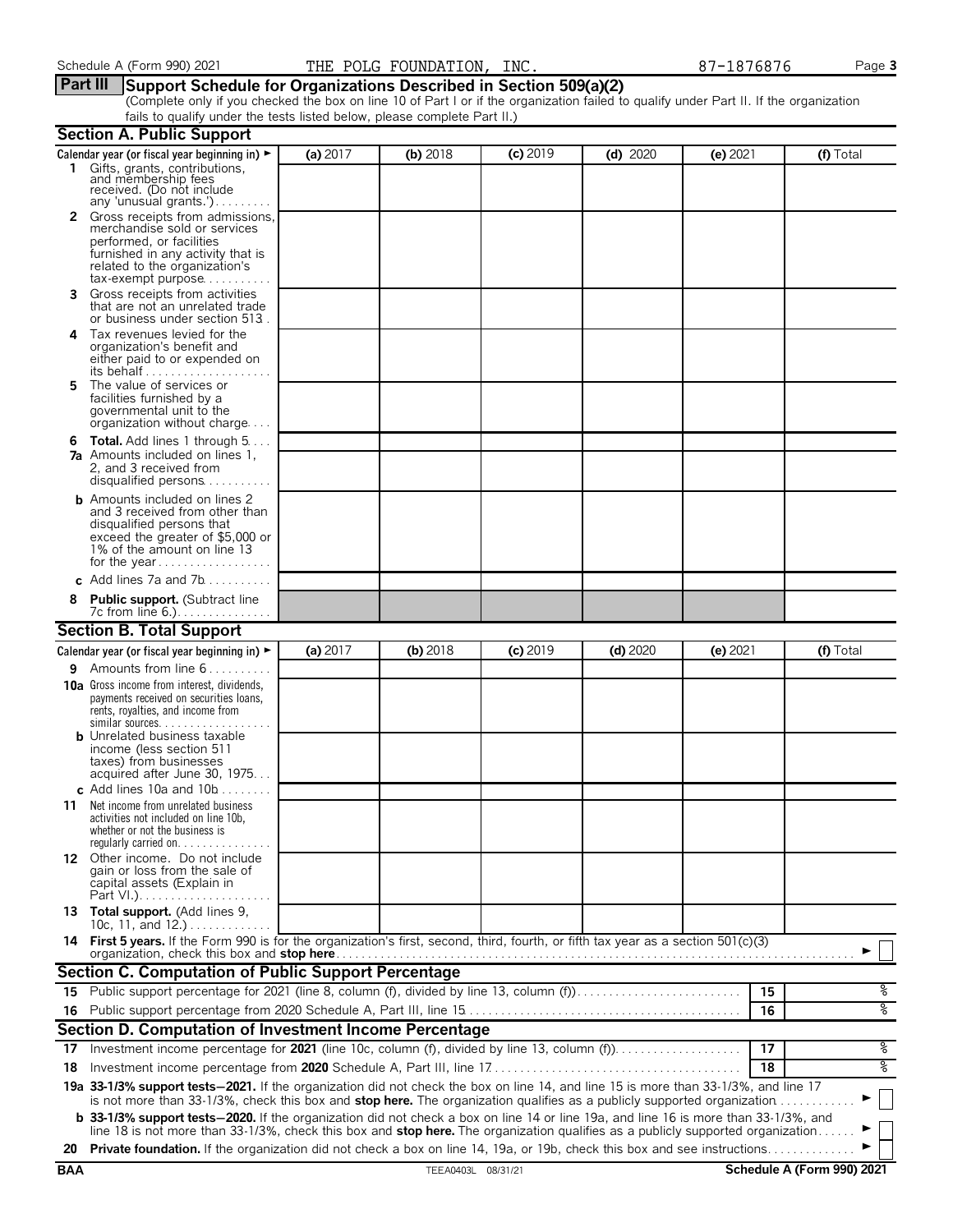Schedule A (Form 990) 2021 THE POLG FOUNDATION, INC. 87-1876876 Page **3**

## Part III Support Schedule for Organizations Described in Section 509(a)(2)

(Complete only if you checked the box on line 10 of Part I or if the organization failed to qualify under Part II. If the organization fails to qualify under the tests listed below, please complete Part II.)

### Section A. Public Support

| Calendar year (or fiscal year beginning in) ► | (a) 2017 | (b) 2018 | (c) 2019 | (d) 2020 | (e) 2021 | (f) Total |
|---|---|---|---|---|---|---|
| **1** Gifts, grants, contributions, and membership fees received. (Do not include any 'unusual grants.') | | | | | | |
| **2** Gross receipts from admissions, merchandise sold or services performed, or facilities furnished in any activity that is related to the organization's tax-exempt purpose | | | | | | |
| **3** Gross receipts from activities that are not an unrelated trade or business under section 513 | | | | | | |
| **4** Tax revenues levied for the organization's benefit and either paid to or expended on its behalf | | | | | | |
| **5** The value of services or facilities furnished by a governmental unit to the organization without charge | | | | | | |
| **6** **Total.** Add lines 1 through 5 | | | | | | |
| **7a** Amounts included on lines 1, 2, and 3 received from disqualified persons | | | | | | |
| **b** Amounts included on lines 2 and 3 received from other than disqualified persons that exceed the greater of $5,000 or 1% of the amount on line 13 for the year | | | | | | |
| **c** Add lines 7a and 7b | | | | | | |
| **8** **Public support.** (Subtract line 7c from line 6.) | | | | | | |

### Section B. Total Support

| Calendar year (or fiscal year beginning in) ► | (a) 2017 | (b) 2018 | (c) 2019 | (d) 2020 | (e) 2021 | (f) Total |
|---|---|---|---|---|---|---|
| **9** Amounts from line 6 | | | | | | |
| **10a** Gross income from interest, dividends, payments received on securities loans, rents, royalties, and income from similar sources | | | | | | |
| **b** Unrelated business taxable income (less section 511 taxes) from businesses acquired after June 30, 1975 | | | | | | |
| **c** Add lines 10a and 10b | | | | | | |
| **11** Net income from unrelated business activities not included on line 10b, whether or not the business is regularly carried on | | | | | | |
| **12** Other income. Do not include gain or loss from the sale of capital assets (Explain in Part VI.) | | | | | | |
| **13** **Total support.** (Add lines 9, 10c, 11, and 12.) | | | | | | |

**14** **First 5 years.** If the Form 990 is for the organization's first, second, third, fourth, or fifth tax year as a section 501(c)(3) organization, check this box and **stop here** ► ☐

### Section C. Computation of Public Support Percentage

| | | | |
|---|---|---|---|
| **15** | Public support percentage for 2021 (line 8, column (f), divided by line 13, column (f)) | 15 | % |
| **16** | Public support percentage from 2020 Schedule A, Part III, line 15 | 16 | % |

### Section D. Computation of Investment Income Percentage

| | | | |
|---|---|---|---|
| **17** | Investment income percentage for **2021** (line 10c, column (f), divided by line 13, column (f)) | 17 | % |
| **18** | Investment income percentage from **2020** Schedule A, Part III, line 17 | 18 | % |

**19a** **33-1/3% support tests—2021.** If the organization did not check the box on line 14, and line 15 is more than 33-1/3%, and line 17 is not more than 33-1/3%, check this box and **stop here.** The organization qualifies as a publicly supported organization ► ☐

**b** **33-1/3% support tests—2020.** If the organization did not check a box on line 14 or line 19a, and line 16 is more than 33-1/3%, and line 18 is not more than 33-1/3%, check this box and **stop here.** The organization qualifies as a publicly supported organization ► ☐

**20** **Private foundation.** If the organization did not check a box on line 14, 19a, or 19b, check this box and see instructions ► ☐

BAA TEEA0403L 08/31/21 **Schedule A (Form 990) 2021**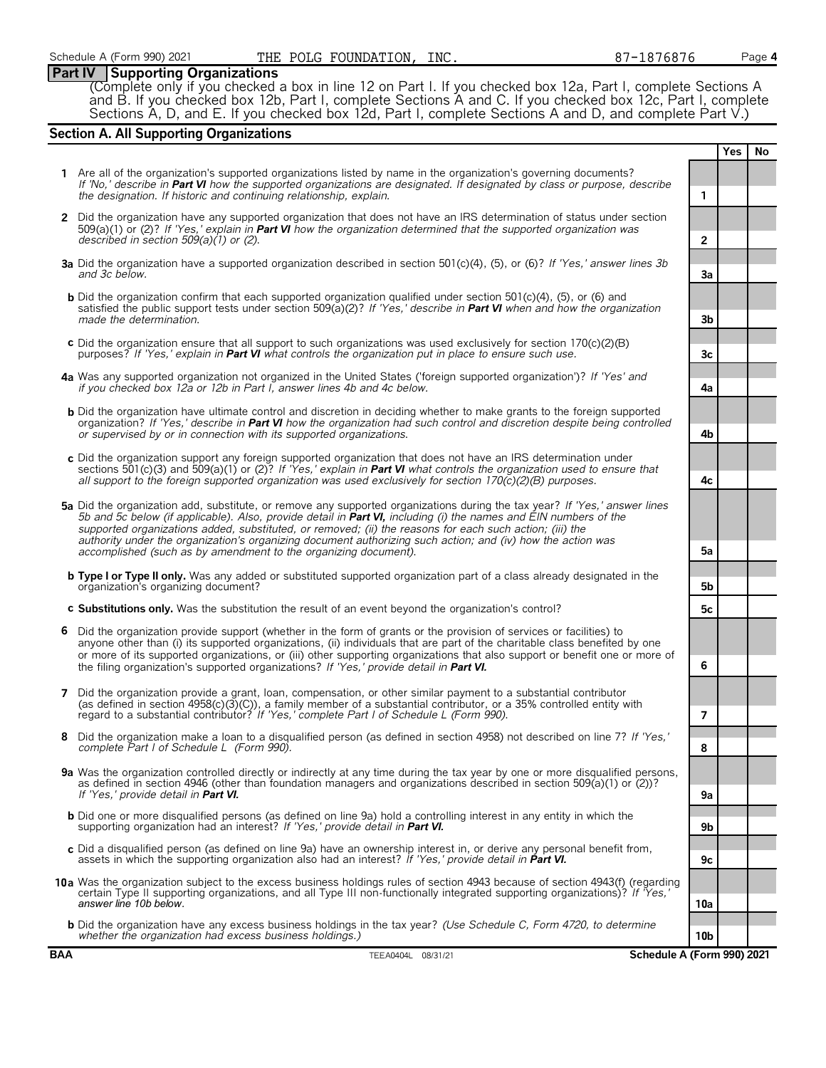Schedule A (Form 990) 2021 THE POLG FOUNDATION, INC. 87-1876876

## Part IV Supporting Organizations

(Complete only if you checked a box in line 12 on Part I. If you checked box 12a, Part I, complete Sections A and B. If you checked box 12b, Part I, complete Sections A and C. If you checked box 12c, Part I, complete Sections A, D, and E. If you checked box 12d, Part I, complete Sections A and D, and complete Part V.)

### Section A. All Supporting Organizations

| | | | Yes | No |
|---|---|---|---|---|
| **1** | Are all of the organization's supported organizations listed by name in the organization's governing documents? *If 'No,' describe in **Part VI** how the supported organizations are designated. If designated by class or purpose, describe the designation. If historic and continuing relationship, explain.* | 1 | | |
| **2** | Did the organization have any supported organization that does not have an IRS determination of status under section 509(a)(1) or (2)? *If 'Yes,' explain in **Part VI** how the organization determined that the supported organization was described in section 509(a)(1) or (2).* | 2 | | |
| **3a** | Did the organization have a supported organization described in section 501(c)(4), (5), or (6)? *If 'Yes,' answer lines 3b and 3c below.* | 3a | | |
| **b** | Did the organization confirm that each supported organization qualified under section 501(c)(4), (5), or (6) and satisfied the public support tests under section 509(a)(2)? *If 'Yes,' describe in **Part VI** when and how the organization made the determination.* | 3b | | |
| **c** | Did the organization ensure that all support to such organizations was used exclusively for section 170(c)(2)(B) purposes? *If 'Yes,' explain in **Part VI** what controls the organization put in place to ensure such use.* | 3c | | |
| **4a** | Was any supported organization not organized in the United States ('foreign supported organization')? *If 'Yes' and if you checked box 12a or 12b in Part I, answer lines 4b and 4c below.* | 4a | | |
| **b** | Did the organization have ultimate control and discretion in deciding whether to make grants to the foreign supported organization? *If 'Yes,' describe in **Part VI** how the organization had such control and discretion despite being controlled or supervised by or in connection with its supported organizations.* | 4b | | |
| **c** | Did the organization support any foreign supported organization that does not have an IRS determination under sections 501(c)(3) and 509(a)(1) or (2)? *If 'Yes,' explain in **Part VI** what controls the organization used to ensure that all support to the foreign supported organization was used exclusively for section 170(c)(2)(B) purposes.* | 4c | | |
| **5a** | Did the organization add, substitute, or remove any supported organizations during the tax year? *If 'Yes,' answer lines 5b and 5c below (if applicable). Also, provide detail in **Part VI,** including (i) the names and EIN numbers of the supported organizations added, substituted, or removed; (ii) the reasons for each such action; (iii) the authority under the organization's organizing document authorizing such action; and (iv) how the action was accomplished (such as by amendment to the organizing document).* | 5a | | |
| **b** | **Type I or Type II only.** Was any added or substituted supported organization part of a class already designated in the organization's organizing document? | 5b | | |
| **c** | **Substitutions only.** Was the substitution the result of an event beyond the organization's control? | 5c | | |
| **6** | Did the organization provide support (whether in the form of grants or the provision of services or facilities) to anyone other than (i) its supported organizations, (ii) individuals that are part of the charitable class benefited by one or more of its supported organizations, or (iii) other supporting organizations that also support or benefit one or more of the filing organization's supported organizations? *If 'Yes,' provide detail in **Part VI.*** | 6 | | |
| **7** | Did the organization provide a grant, loan, compensation, or other similar payment to a substantial contributor (as defined in section 4958(c)(3)(C)), a family member of a substantial contributor, or a 35% controlled entity with regard to a substantial contributor? *If 'Yes,' complete Part I of Schedule L (Form 990).* | 7 | | |
| **8** | Did the organization make a loan to a disqualified person (as defined in section 4958) not described on line 7? *If 'Yes,' complete Part I of Schedule L (Form 990).* | 8 | | |
| **9a** | Was the organization controlled directly or indirectly at any time during the tax year by one or more disqualified persons, as defined in section 4946 (other than foundation managers and organizations described in section 509(a)(1) or (2))? *If 'Yes,' provide detail in **Part VI.*** | 9a | | |
| **b** | Did one or more disqualified persons (as defined on line 9a) hold a controlling interest in any entity in which the supporting organization had an interest? *If 'Yes,' provide detail in **Part VI.*** | 9b | | |
| **c** | Did a disqualified person (as defined on line 9a) have an ownership interest in, or derive any personal benefit from, assets in which the supporting organization also had an interest? *If 'Yes,' provide detail in **Part VI.*** | 9c | | |
| **10a** | Was the organization subject to the excess business holdings rules of section 4943 because of section 4943(f) (regarding certain Type II supporting organizations, and all Type III non-functionally integrated supporting organizations)? *If 'Yes,' answer line 10b below.* | 10a | | |
| **b** | Did the organization have any excess business holdings in the tax year? *(Use Schedule C, Form 4720, to determine whether the organization had excess business holdings.)* | 10b | | |

BAA TEEA0404L 08/31/21 Schedule A (Form 990) 2021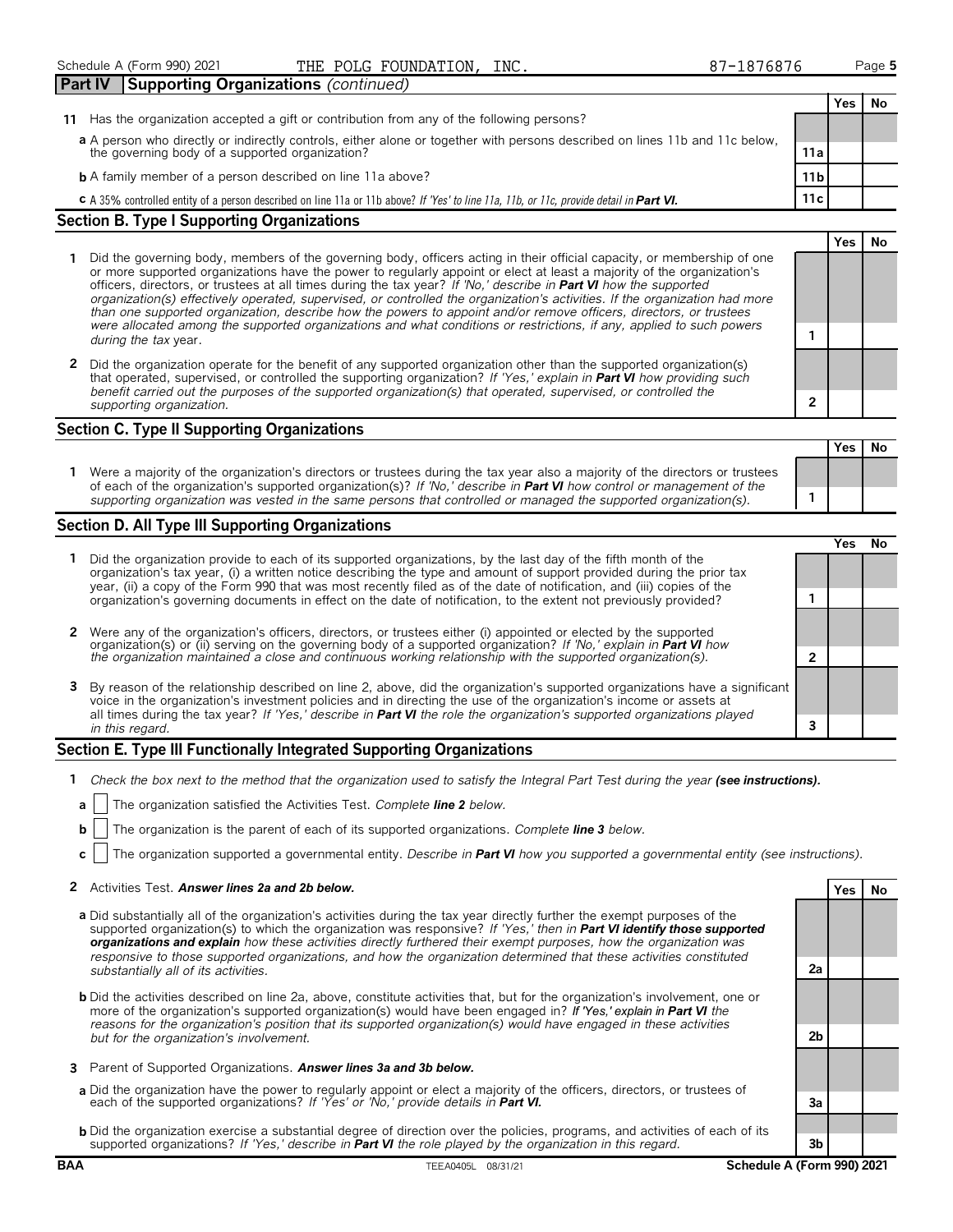Schedule A (Form 990) 2021 THE POLG FOUNDATION, INC. 87-1876876

## Part IV Supporting Organizations *(continued)*

| | | | Yes | No |
|---|---|---|---|---|
| **11** | Has the organization accepted a gift or contribution from any of the following persons? | | | |
| **a** | A person who directly or indirectly controls, either alone or together with persons described on lines 11b and 11c below, the governing body of a supported organization? | 11a | | |
| **b** | A family member of a person described on line 11a above? | 11b | | |
| **c** | A 35% controlled entity of a person described on line 11a or 11b above? *If 'Yes' to line 11a, 11b, or 11c, provide detail in* ***Part VI.*** | 11c | | |

### Section B. Type I Supporting Organizations

| | | | Yes | No |
|---|---|---|---|---|
| **1** | Did the governing body, members of the governing body, officers acting in their official capacity, or membership of one or more supported organizations have the power to regularly appoint or elect at least a majority of the organization's officers, directors, or trustees at all times during the tax year? *If 'No,' describe in* ***Part VI*** *how the supported organization(s) effectively operated, supervised, or controlled the organization's activities. If the organization had more than one supported organization, describe how the powers to appoint and/or remove officers, directors, or trustees were allocated among the supported organizations and what conditions or restrictions, if any, applied to such powers during the tax* year. | 1 | | |
| **2** | Did the organization operate for the benefit of any supported organization other than the supported organization(s) that operated, supervised, or controlled the supporting organization? *If 'Yes,' explain in* ***Part VI*** *how providing such benefit carried out the purposes of the supported organization(s) that operated, supervised, or controlled the supporting organization.* | 2 | | |

### Section C. Type II Supporting Organizations

| | | | Yes | No |
|---|---|---|---|---|
| **1** | Were a majority of the organization's directors or trustees during the tax year also a majority of the directors or trustees of each of the organization's supported organization(s)? *If 'No,' describe in* ***Part VI*** *how control or management of the supporting organization was vested in the same persons that controlled or managed the supported organization(s).* | 1 | | |

### Section D. All Type III Supporting Organizations

| | | | Yes | No |
|---|---|---|---|---|
| **1** | Did the organization provide to each of its supported organizations, by the last day of the fifth month of the organization's tax year, (i) a written notice describing the type and amount of support provided during the prior tax year, (ii) a copy of the Form 990 that was most recently filed as of the date of notification, and (iii) copies of the organization's governing documents in effect on the date of notification, to the extent not previously provided? | 1 | | |
| **2** | Were any of the organization's officers, directors, or trustees either (i) appointed or elected by the supported organization(s) or (ii) serving on the governing body of a supported organization? *If 'No,' explain in* ***Part VI*** *how the organization maintained a close and continuous working relationship with the supported organization(s).* | 2 | | |
| **3** | By reason of the relationship described on line 2, above, did the organization's supported organizations have a significant voice in the organization's investment policies and in directing the use of the organization's income or assets at all times during the tax year? *If 'Yes,' describe in* ***Part VI*** *the role the organization's supported organizations played in this regard.* | 3 | | |

### Section E. Type III Functionally Integrated Supporting Organizations

**1** *Check the box next to the method that the organization used to satisfy the Integral Part Test during the year* ***(see instructions).***

**a** ☐ The organization satisfied the Activities Test. *Complete* ***line 2*** *below.*

**b** ☐ The organization is the parent of each of its supported organizations. *Complete* ***line 3*** *below.*

**c** ☐ The organization supported a governmental entity. *Describe in* ***Part VI*** *how you supported a governmental entity (see instructions).*

| | | | Yes | No |
|---|---|---|---|---|
| **2** | Activities Test. ***Answer lines 2a and 2b below.*** | | | |
| **a** | Did substantially all of the organization's activities during the tax year directly further the exempt purposes of the supported organization(s) to which the organization was responsive? *If 'Yes,' then in* ***Part VI identify those supported organizations and explain*** *how these activities directly furthered their exempt purposes, how the organization was responsive to those supported organizations, and how the organization determined that these activities constituted substantially all of its activities.* | 2a | | |
| **b** | Did the activities described on line 2a, above, constitute activities that, but for the organization's involvement, one or more of the organization's supported organization(s) would have been engaged in? *If 'Yes,' explain in* ***Part VI*** *the reasons for the organization's position that its supported organization(s) would have engaged in these activities but for the organization's involvement.* | 2b | | |
| **3** | Parent of Supported Organizations. ***Answer lines 3a and 3b below.*** | | | |
| **a** | Did the organization have the power to regularly appoint or elect a majority of the officers, directors, or trustees of each of the supported organizations? *If 'Yes' or 'No,' provide details in* ***Part VI.*** | 3a | | |
| **b** | Did the organization exercise a substantial degree of direction over the policies, programs, and activities of each of its supported organizations? *If 'Yes,' describe in* ***Part VI*** *the role played by the organization in this regard.* | 3b | | |

BAA TEEA0405L 08/31/21 Schedule A (Form 990) 2021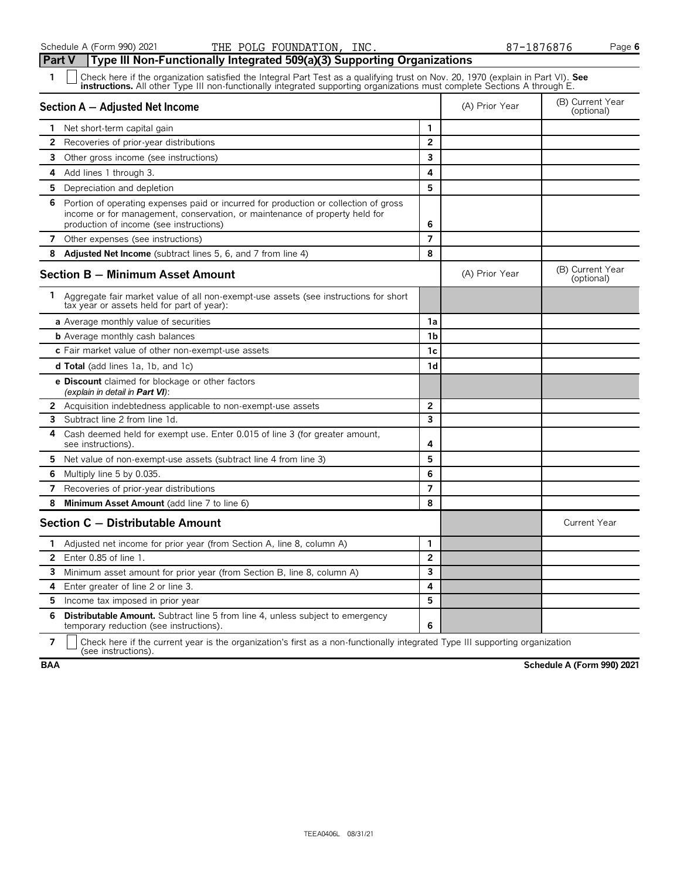Schedule A (Form 990) 2021 THE POLG FOUNDATION, INC. 87-1876876 Page 6

## Part V Type III Non-Functionally Integrated 509(a)(3) Supporting Organizations

**1** ☐ Check here if the organization satisfied the Integral Part Test as a qualifying trust on Nov. 20, 1970 (explain in Part VI). **See instructions.** All other Type III non-functionally integrated supporting organizations must complete Sections A through E.

| Section A — Adjusted Net Income | | (A) Prior Year | (B) Current Year (optional) |
|---|---|---|---|
| 1 Net short-term capital gain | 1 | | |
| 2 Recoveries of prior-year distributions | 2 | | |
| 3 Other gross income (see instructions) | 3 | | |
| 4 Add lines 1 through 3. | 4 | | |
| 5 Depreciation and depletion | 5 | | |
| 6 Portion of operating expenses paid or incurred for production or collection of gross income or for management, conservation, or maintenance of property held for production of income (see instructions) | 6 | | |
| 7 Other expenses (see instructions) | 7 | | |
| 8 **Adjusted Net Income** (subtract lines 5, 6, and 7 from line 4) | 8 | | |

| Section B — Minimum Asset Amount | | (A) Prior Year | (B) Current Year (optional) |
|---|---|---|---|
| 1 Aggregate fair market value of all non-exempt-use assets (see instructions for short tax year or assets held for part of year): | | | |
| **a** Average monthly value of securities | 1a | | |
| **b** Average monthly cash balances | 1b | | |
| **c** Fair market value of other non-exempt-use assets | 1c | | |
| **d Total** (add lines 1a, 1b, and 1c) | 1d | | |
| **e Discount** claimed for blockage or other factors *(explain in detail in **Part VI**)*: | | | |
| 2 Acquisition indebtedness applicable to non-exempt-use assets | 2 | | |
| 3 Subtract line 2 from line 1d. | 3 | | |
| 4 Cash deemed held for exempt use. Enter 0.015 of line 3 (for greater amount, see instructions). | 4 | | |
| 5 Net value of non-exempt-use assets (subtract line 4 from line 3) | 5 | | |
| 6 Multiply line 5 by 0.035. | 6 | | |
| 7 Recoveries of prior-year distributions | 7 | | |
| 8 **Minimum Asset Amount** (add line 7 to line 6) | 8 | | |

| Section C — Distributable Amount | | | Current Year |
|---|---|---|---|
| 1 Adjusted net income for prior year (from Section A, line 8, column A) | 1 | | |
| 2 Enter 0.85 of line 1. | 2 | | |
| 3 Minimum asset amount for prior year (from Section B, line 8, column A) | 3 | | |
| 4 Enter greater of line 2 or line 3. | 4 | | |
| 5 Income tax imposed in prior year | 5 | | |
| 6 **Distributable Amount.** Subtract line 5 from line 4, unless subject to emergency temporary reduction (see instructions). | 6 | | |

**7** ☐ Check here if the current year is the organization's first as a non-functionally integrated Type III supporting organization (see instructions).

**BAA** **Schedule A (Form 990) 2021**

TEEA0406L 08/31/21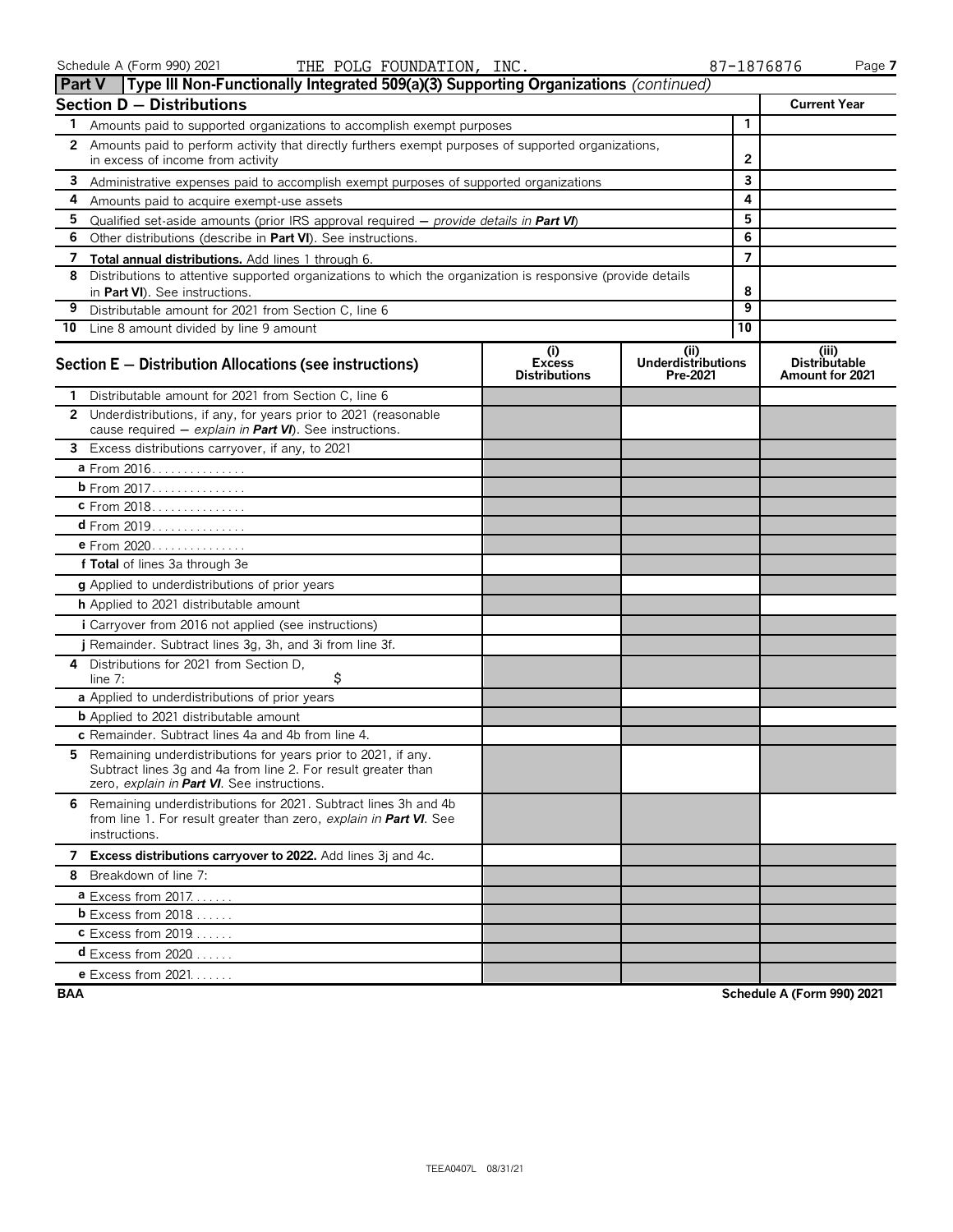Schedule A (Form 990) 2021 THE POLG FOUNDATION, INC. 87-1876876 Page 7

## Part V Type III Non-Functionally Integrated 509(a)(3) Supporting Organizations *(continued)*

### Section D — Distributions

| | | | Current Year |
|---|---|---|---|
| 1 | Amounts paid to supported organizations to accomplish exempt purposes | 1 | |
| 2 | Amounts paid to perform activity that directly furthers exempt purposes of supported organizations, in excess of income from activity | 2 | |
| 3 | Administrative expenses paid to accomplish exempt purposes of supported organizations | 3 | |
| 4 | Amounts paid to acquire exempt-use assets | 4 | |
| 5 | Qualified set-aside amounts (prior IRS approval required — *provide details in **Part VI***) | 5 | |
| 6 | Other distributions (describe in **Part VI**). See instructions. | 6 | |
| 7 | **Total annual distributions.** Add lines 1 through 6. | 7 | |
| 8 | Distributions to attentive supported organizations to which the organization is responsive (provide details in **Part VI**). See instructions. | 8 | |
| 9 | Distributable amount for 2021 from Section C, line 6 | 9 | |
| 10 | Line 8 amount divided by line 9 amount | 10 | |

### Section E — Distribution Allocations (see instructions)

| | (i) Excess Distributions | (ii) Underdistributions Pre-2021 | (iii) Distributable Amount for 2021 |
|---|---|---|---|
| **1** Distributable amount for 2021 from Section C, line 6 | | | |
| **2** Underdistributions, if any, for years prior to 2021 (reasonable cause required — *explain in **Part VI***). See instructions. | | | |
| **3** Excess distributions carryover, if any, to 2021 | | | |
| **a** From 2016 | | | |
| **b** From 2017 | | | |
| **c** From 2018 | | | |
| **d** From 2019 | | | |
| **e** From 2020 | | | |
| **f Total** of lines 3a through 3e | | | |
| **g** Applied to underdistributions of prior years | | | |
| **h** Applied to 2021 distributable amount | | | |
| **i** Carryover from 2016 not applied (see instructions) | | | |
| **j** Remainder. Subtract lines 3g, 3h, and 3i from line 3f. | | | |
| **4** Distributions for 2021 from Section D, line 7: $ | | | |
| **a** Applied to underdistributions of prior years | | | |
| **b** Applied to 2021 distributable amount | | | |
| **c** Remainder. Subtract lines 4a and 4b from line 4. | | | |
| **5** Remaining underdistributions for years prior to 2021, if any. Subtract lines 3g and 4a from line 2. For result greater than zero, *explain in **Part VI***. See instructions. | | | |
| **6** Remaining underdistributions for 2021. Subtract lines 3h and 4b from line 1. For result greater than zero, *explain in **Part VI***. See instructions. | | | |
| **7 Excess distributions carryover to 2022.** Add lines 3j and 4c. | | | |
| **8** Breakdown of line 7: | | | |
| **a** Excess from 2017 | | | |
| **b** Excess from 2018 | | | |
| **c** Excess from 2019 | | | |
| **d** Excess from 2020 | | | |
| **e** Excess from 2021 | | | |

BAA Schedule A (Form 990) 2021

TEEA0407L 08/31/21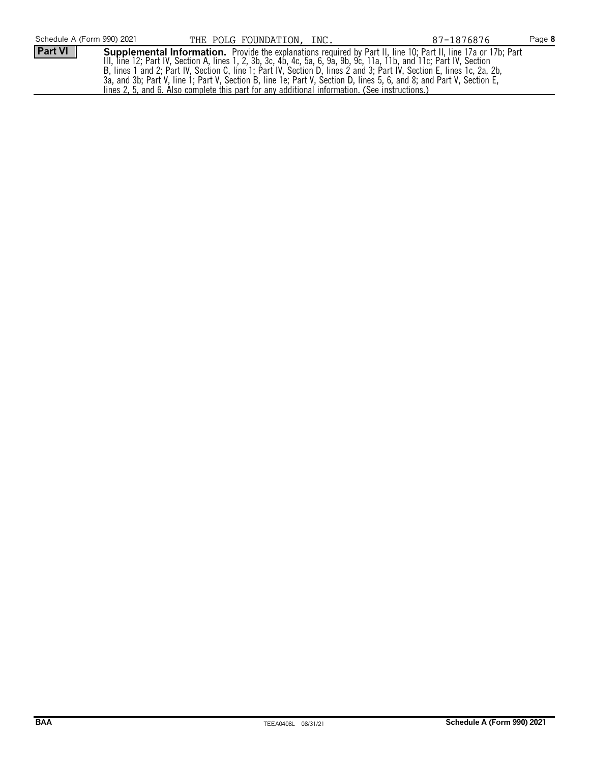Schedule A (Form 990) 2021 THE POLG FOUNDATION, INC. 87-1876876

**Part VI** **Supplemental Information.** Provide the explanations required by Part II, line 10; Part II, line 17a or 17b; Part III, line 12; Part IV, Section A, lines 1, 2, 3b, 3c, 4b, 4c, 5a, 6, 9a, 9b, 9c, 11a, 11b, and 11c; Part IV, Section B, lines 1 and 2; Part IV, Section C, line 1; Part IV, Section D, lines 2 and 3; Part IV, Section E, lines 1c, 2a, 2b, 3a, and 3b; Part V, line 1; Part V, Section B, line 1e; Part V, Section D, lines 5, 6, and 8; and Part V, Section E, lines 2, 5, and 6. Also complete this part for any additional information. (See instructions.)

**BAA** TEEA0408L 08/31/21 **Schedule A (Form 990) 2021**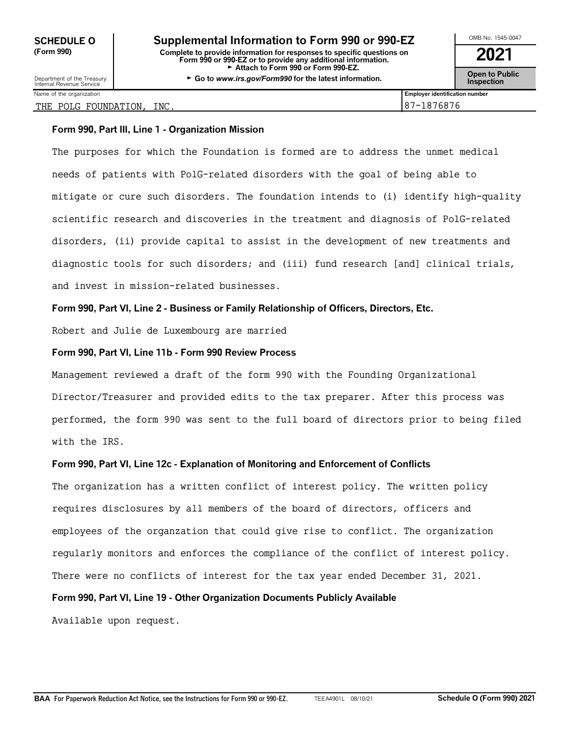**SCHEDULE O (Form 990)**

Department of the Treasury
Internal Revenue Service

# Supplemental Information to Form 990 or 990-EZ

**Complete to provide information for responses to specific questions on Form 990 or 990-EZ or to provide any additional information.**
► **Attach to Form 990 or Form 990-EZ.**
► **Go to *www.irs.gov/Form990* for the latest information.**

OMB No. 1545-0047

**2021**

**Open to Public Inspection**

| Name of the organization | Employer identification number |
| --- | --- |
| THE POLG FOUNDATION, INC. | 87-1876876 |

**Form 990, Part III, Line 1 - Organization Mission**

The purposes for which the Foundation is formed are to address the unmet medical needs of patients with PolG-related disorders with the goal of being able to mitigate or cure such disorders. The foundation intends to (i) identify high-quality scientific research and discoveries in the treatment and diagnosis of PolG-related disorders, (ii) provide capital to assist in the development of new treatments and diagnostic tools for such disorders; and (iii) fund research [and] clinical trials, and invest in mission-related businesses.

**Form 990, Part VI, Line 2 - Business or Family Relationship of Officers, Directors, Etc.**

Robert and Julie de Luxembourg are married

**Form 990, Part VI, Line 11b - Form 990 Review Process**

Management reviewed a draft of the form 990 with the Founding Organizational Director/Treasurer and provided edits to the tax preparer. After this process was performed, the form 990 was sent to the full board of directors prior to being filed with the IRS.

**Form 990, Part VI, Line 12c - Explanation of Monitoring and Enforcement of Conflicts**

The organization has a written conflict of interest policy. The written policy requires disclosures by all members of the board of directors, officers and employees of the organzation that could give rise to conflict. The organization regularly monitors and enforces the compliance of the conflict of interest policy. There were no conflicts of interest for the tax year ended December 31, 2021.

**Form 990, Part VI, Line 19 - Other Organization Documents Publicly Available**

Available upon request.

**BAA For Paperwork Reduction Act Notice, see the Instructions for Form 990 or 990-EZ.** TEEA4901L 08/10/21 **Schedule O (Form 990) 2021**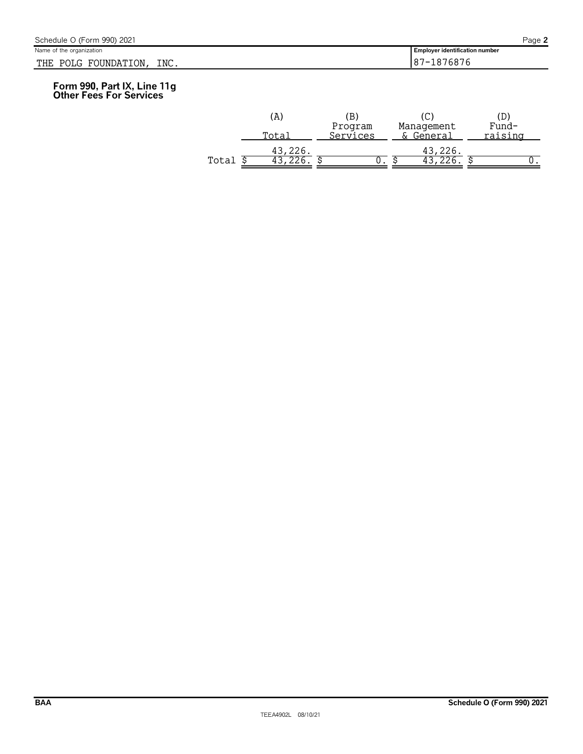Name of the organization: THE POLG FOUNDATION, INC.

Employer identification number: 87-1876876

## Form 990, Part IX, Line 11g
## Other Fees For Services

| | (A) Total | (B) Program Services | (C) Management & General | (D) Fund-raising |
|---|---|---|---|---|
| | 43,226. | | 43,226. | |
| Total | $ 43,226. | $ 0. | $ 43,226. | $ 0. |

BAA

TEEA4902L 08/10/21

Schedule O (Form 990) 2021